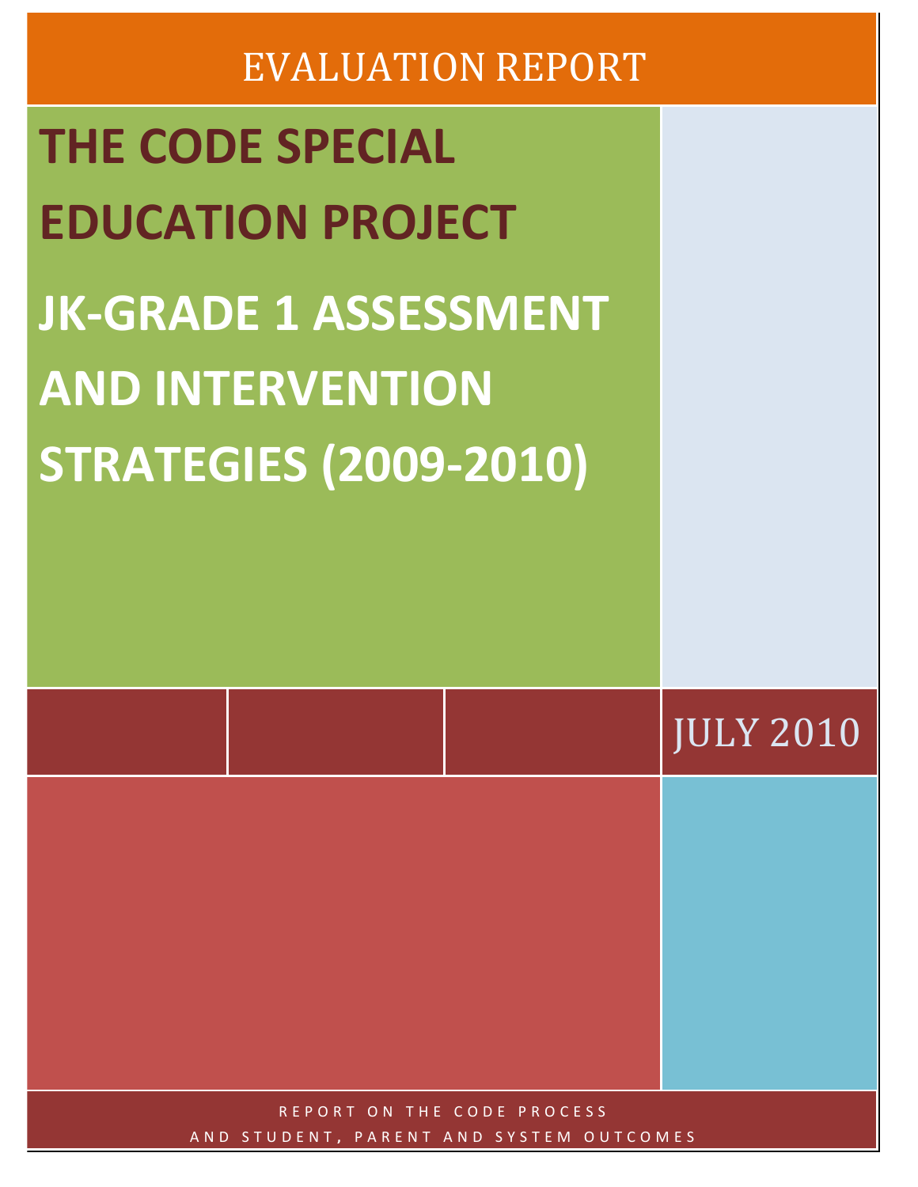EVALUATION REPORT

# THE CODE SPECIAL EDUCATION PROJECT

# JK-GRADE 1 ASSESSMENT AND INTERVENTION STRATEGIES (2009-2010)

JULY 2010

REPORT ON THE CODE PROCESS AND STUDENT, PARENT AND SYSTEM OUTCOMES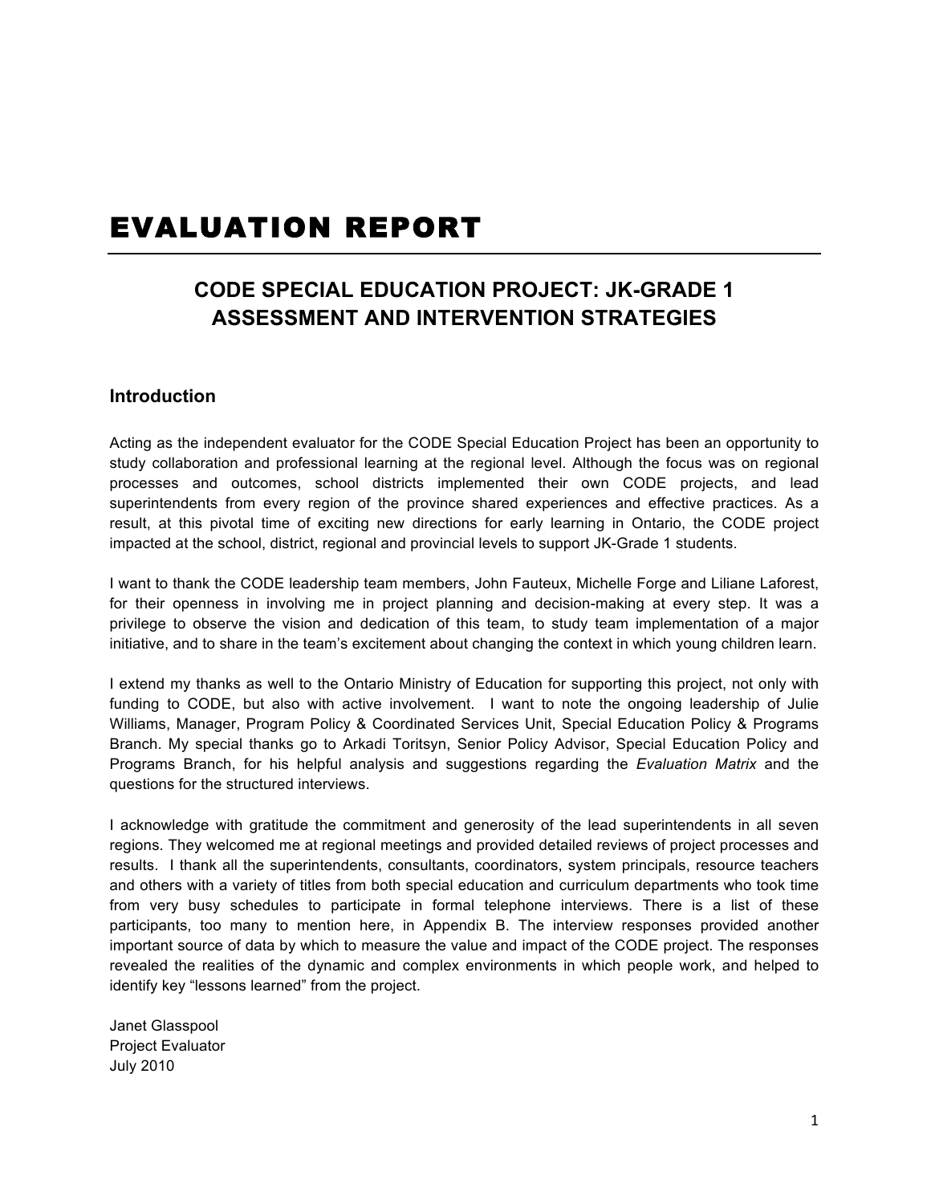# EVALUATION REPORT

## CODE SPECIAL EDUCATION PROJECT: JK-GRADE 1 ASSESSMENT AND INTERVENTION STRATEGIES

### Introduction

Acting as the independent evaluator for the CODE Special Education Project has been an opportunity to study collaboration and professional learning at the regional level. Although the focus was on regional processes and outcomes, school districts implemented their own CODE projects, and lead superintendents from every region of the province shared experiences and effective practices. As a result, at this pivotal time of exciting new directions for early learning in Ontario, the CODE project impacted at the school, district, regional and provincial levels to support JK-Grade 1 students.

I want to thank the CODE leadership team members, John Fauteux, Michelle Forge and Liliane Laforest, for their openness in involving me in project planning and decision-making at every step. It was a privilege to observe the vision and dedication of this team, to study team implementation of a major initiative, and to share in the team's excitement about changing the context in which young children learn.

I extend my thanks as well to the Ontario Ministry of Education for supporting this project, not only with funding to CODE, but also with active involvement. I want to note the ongoing leadership of Julie Williams, Manager, Program Policy & Coordinated Services Unit, Special Education Policy & Programs Branch. My special thanks go to Arkadi Toritsyn, Senior Policy Advisor, Special Education Policy and Programs Branch, for his helpful analysis and suggestions regarding the *Evaluation Matrix* and the questions for the structured interviews.

I acknowledge with gratitude the commitment and generosity of the lead superintendents in all seven regions. They welcomed me at regional meetings and provided detailed reviews of project processes and results. I thank all the superintendents, consultants, coordinators, system principals, resource teachers and others with a variety of titles from both special education and curriculum departments who took time from very busy schedules to participate in formal telephone interviews. There is a list of these participants, too many to mention here, in Appendix B. The interview responses provided another important source of data by which to measure the value and impact of the CODE project. The responses revealed the realities of the dynamic and complex environments in which people work, and helped to identify key "lessons learned" from the project.

Janet Glasspool
Project Evaluator
July 2010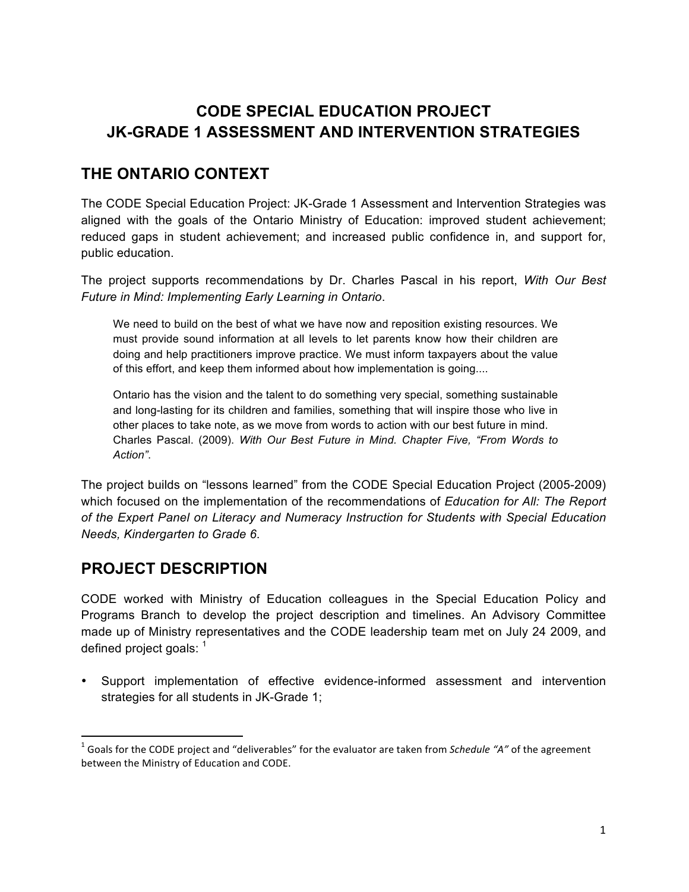# CODE SPECIAL EDUCATION PROJECT
# JK-GRADE 1 ASSESSMENT AND INTERVENTION STRATEGIES

## THE ONTARIO CONTEXT

The CODE Special Education Project: JK-Grade 1 Assessment and Intervention Strategies was aligned with the goals of the Ontario Ministry of Education: improved student achievement; reduced gaps in student achievement; and increased public confidence in, and support for, public education.

The project supports recommendations by Dr. Charles Pascal in his report, *With Our Best Future in Mind: Implementing Early Learning in Ontario*.

> We need to build on the best of what we have now and reposition existing resources. We must provide sound information at all levels to let parents know how their children are doing and help practitioners improve practice. We must inform taxpayers about the value of this effort, and keep them informed about how implementation is going....
>
> Ontario has the vision and the talent to do something very special, something sustainable and long-lasting for its children and families, something that will inspire those who live in other places to take note, as we move from words to action with our best future in mind. Charles Pascal. (2009). *With Our Best Future in Mind. Chapter Five, "From Words to Action"*.

The project builds on "lessons learned" from the CODE Special Education Project (2005-2009) which focused on the implementation of the recommendations of *Education for All: The Report of the Expert Panel on Literacy and Numeracy Instruction for Students with Special Education Needs, Kindergarten to Grade 6*.

## PROJECT DESCRIPTION

CODE worked with Ministry of Education colleagues in the Special Education Policy and Programs Branch to develop the project description and timelines. An Advisory Committee made up of Ministry representatives and the CODE leadership team met on July 24 2009, and defined project goals: [1]

- Support implementation of effective evidence-informed assessment and intervention strategies for all students in JK-Grade 1;

[1] Goals for the CODE project and "deliverables" for the evaluator are taken from *Schedule "A"* of the agreement between the Ministry of Education and CODE.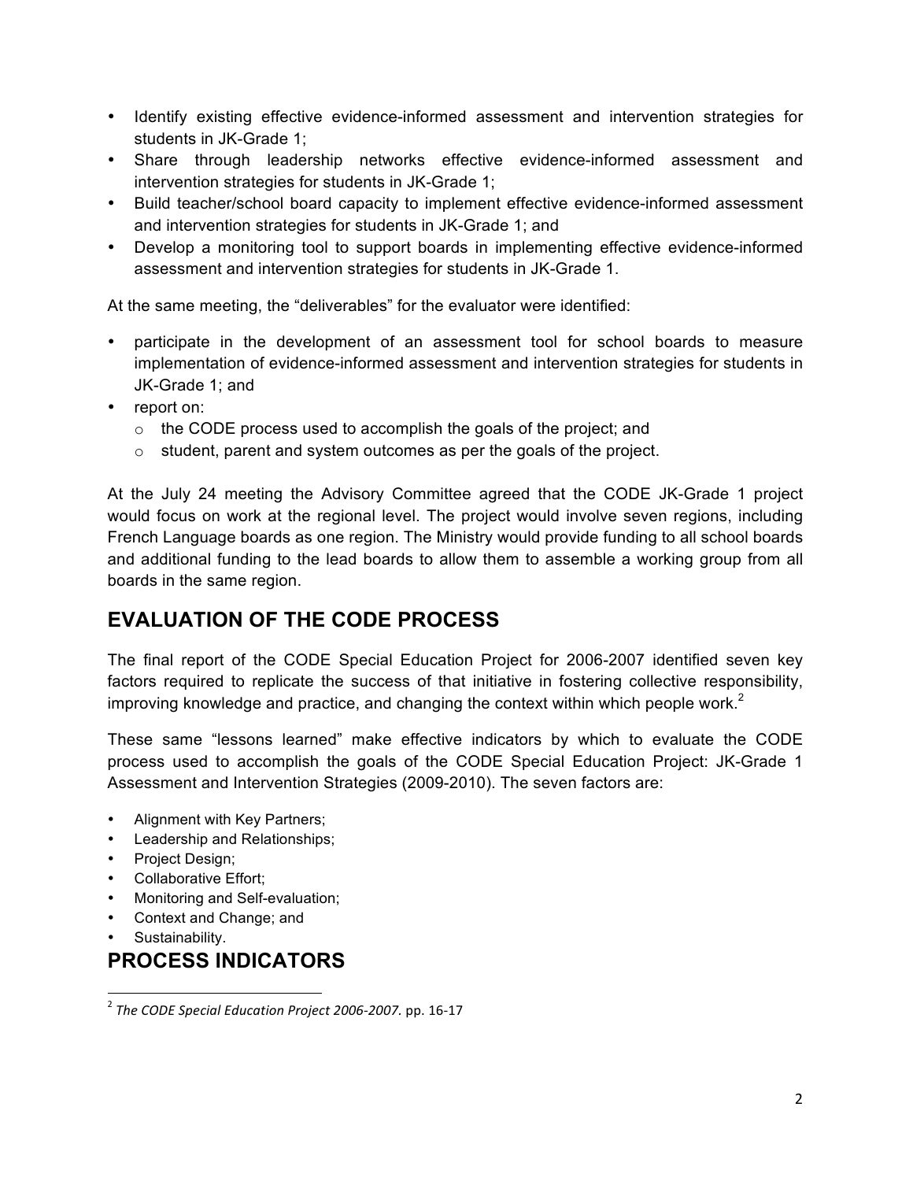- Identify existing effective evidence-informed assessment and intervention strategies for students in JK-Grade 1;
- Share through leadership networks effective evidence-informed assessment and intervention strategies for students in JK-Grade 1;
- Build teacher/school board capacity to implement effective evidence-informed assessment and intervention strategies for students in JK-Grade 1; and
- Develop a monitoring tool to support boards in implementing effective evidence-informed assessment and intervention strategies for students in JK-Grade 1.

At the same meeting, the "deliverables" for the evaluator were identified:

- participate in the development of an assessment tool for school boards to measure implementation of evidence-informed assessment and intervention strategies for students in JK-Grade 1; and
- report on:
  - the CODE process used to accomplish the goals of the project; and
  - student, parent and system outcomes as per the goals of the project.

At the July 24 meeting the Advisory Committee agreed that the CODE JK-Grade 1 project would focus on work at the regional level. The project would involve seven regions, including French Language boards as one region. The Ministry would provide funding to all school boards and additional funding to the lead boards to allow them to assemble a working group from all boards in the same region.

## EVALUATION OF THE CODE PROCESS

The final report of the CODE Special Education Project for 2006-2007 identified seven key factors required to replicate the success of that initiative in fostering collective responsibility, improving knowledge and practice, and changing the context within which people work.[2]

These same "lessons learned" make effective indicators by which to evaluate the CODE process used to accomplish the goals of the CODE Special Education Project: JK-Grade 1 Assessment and Intervention Strategies (2009-2010). The seven factors are:

- Alignment with Key Partners;
- Leadership and Relationships;
- Project Design;
- Collaborative Effort;
- Monitoring and Self-evaluation;
- Context and Change; and
- Sustainability.

## PROCESS INDICATORS

[2] *The CODE Special Education Project 2006-2007.* pp. 16-17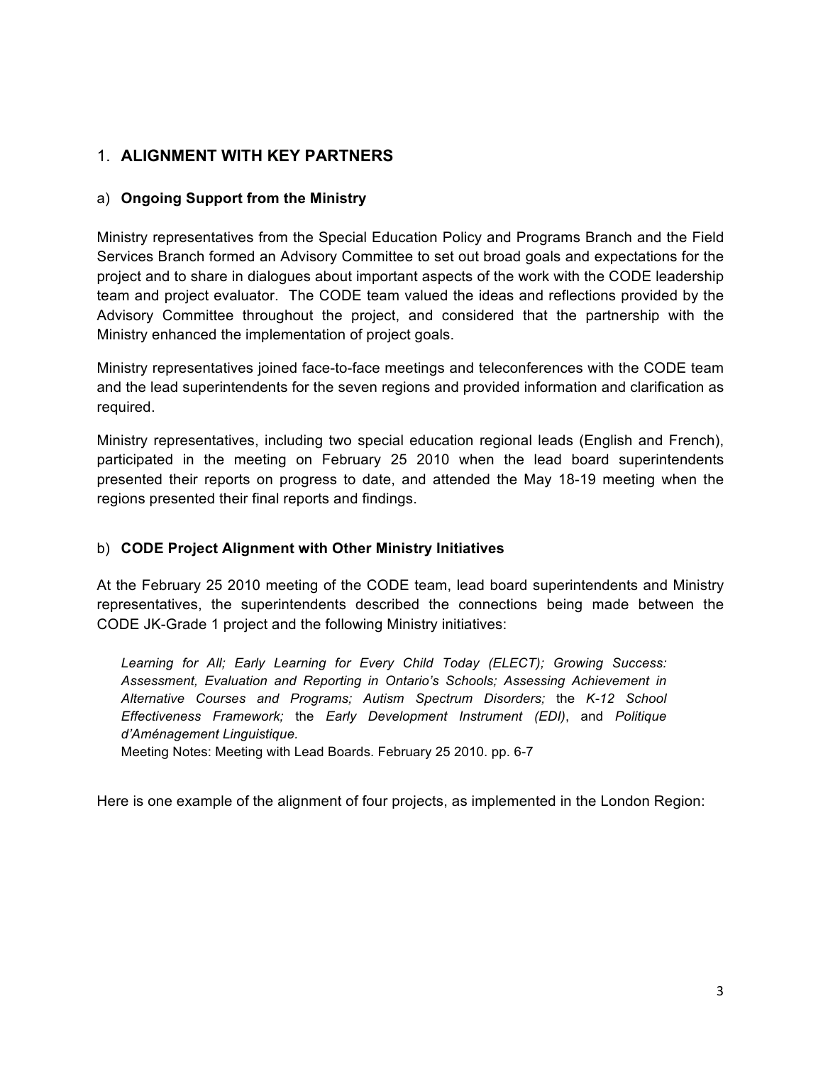## 1. **ALIGNMENT WITH KEY PARTNERS**

### a) **Ongoing Support from the Ministry**

Ministry representatives from the Special Education Policy and Programs Branch and the Field Services Branch formed an Advisory Committee to set out broad goals and expectations for the project and to share in dialogues about important aspects of the work with the CODE leadership team and project evaluator. The CODE team valued the ideas and reflections provided by the Advisory Committee throughout the project, and considered that the partnership with the Ministry enhanced the implementation of project goals.

Ministry representatives joined face-to-face meetings and teleconferences with the CODE team and the lead superintendents for the seven regions and provided information and clarification as required.

Ministry representatives, including two special education regional leads (English and French), participated in the meeting on February 25 2010 when the lead board superintendents presented their reports on progress to date, and attended the May 18-19 meeting when the regions presented their final reports and findings.

### b) **CODE Project Alignment with Other Ministry Initiatives**

At the February 25 2010 meeting of the CODE team, lead board superintendents and Ministry representatives, the superintendents described the connections being made between the CODE JK-Grade 1 project and the following Ministry initiatives:

> *Learning for All; Early Learning for Every Child Today (ELECT); Growing Success: Assessment, Evaluation and Reporting in Ontario's Schools; Assessing Achievement in Alternative Courses and Programs; Autism Spectrum Disorders;* the *K-12 School Effectiveness Framework;* the *Early Development Instrument (EDI)*, and *Politique d'Aménagement Linguistique.*
>
> Meeting Notes: Meeting with Lead Boards. February 25 2010. pp. 6-7

Here is one example of the alignment of four projects, as implemented in the London Region: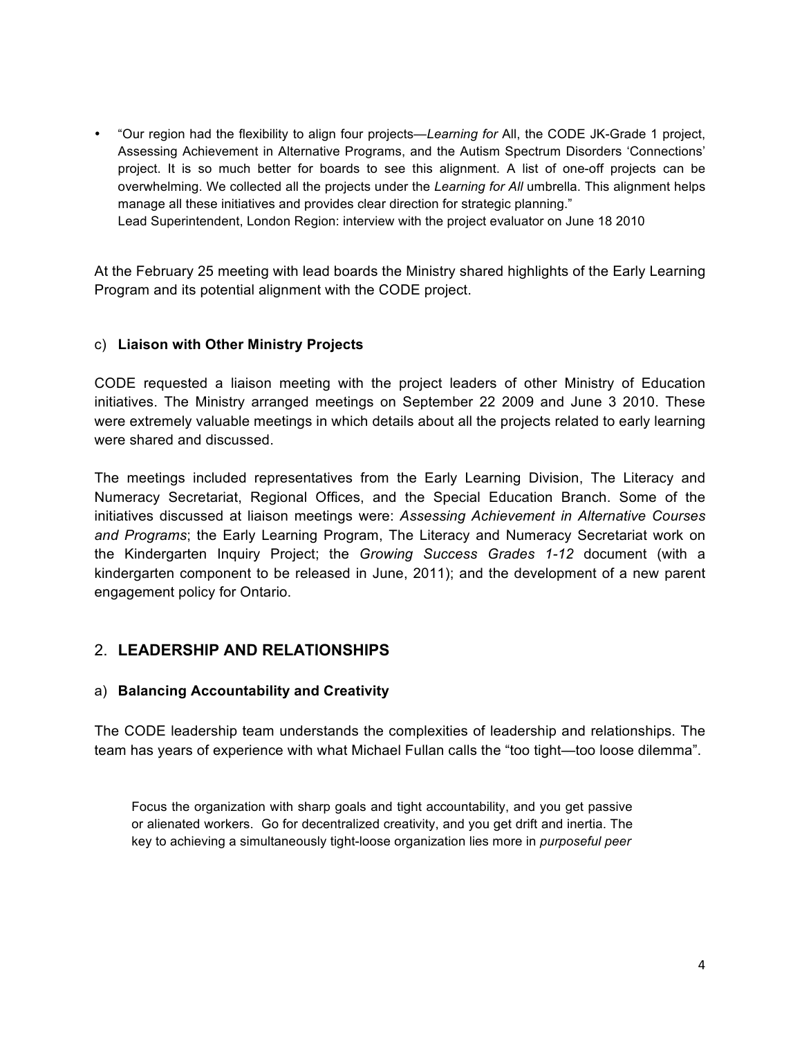- "Our region had the flexibility to align four projects—*Learning for* All, the CODE JK-Grade 1 project, Assessing Achievement in Alternative Programs, and the Autism Spectrum Disorders 'Connections' project. It is so much better for boards to see this alignment. A list of one-off projects can be overwhelming. We collected all the projects under the *Learning for All* umbrella. This alignment helps manage all these initiatives and provides clear direction for strategic planning."
  Lead Superintendent, London Region: interview with the project evaluator on June 18 2010

At the February 25 meeting with lead boards the Ministry shared highlights of the Early Learning Program and its potential alignment with the CODE project.

### c) **Liaison with Other Ministry Projects**

CODE requested a liaison meeting with the project leaders of other Ministry of Education initiatives. The Ministry arranged meetings on September 22 2009 and June 3 2010. These were extremely valuable meetings in which details about all the projects related to early learning were shared and discussed.

The meetings included representatives from the Early Learning Division, The Literacy and Numeracy Secretariat, Regional Offices, and the Special Education Branch. Some of the initiatives discussed at liaison meetings were: *Assessing Achievement in Alternative Courses and Programs*; the Early Learning Program, The Literacy and Numeracy Secretariat work on the Kindergarten Inquiry Project; the *Growing Success Grades 1-12* document (with a kindergarten component to be released in June, 2011); and the development of a new parent engagement policy for Ontario.

## 2. **LEADERSHIP AND RELATIONSHIPS**

### a) **Balancing Accountability and Creativity**

The CODE leadership team understands the complexities of leadership and relationships. The team has years of experience with what Michael Fullan calls the "too tight—too loose dilemma".

> Focus the organization with sharp goals and tight accountability, and you get passive or alienated workers. Go for decentralized creativity, and you get drift and inertia. The key to achieving a simultaneously tight-loose organization lies more in *purposeful peer*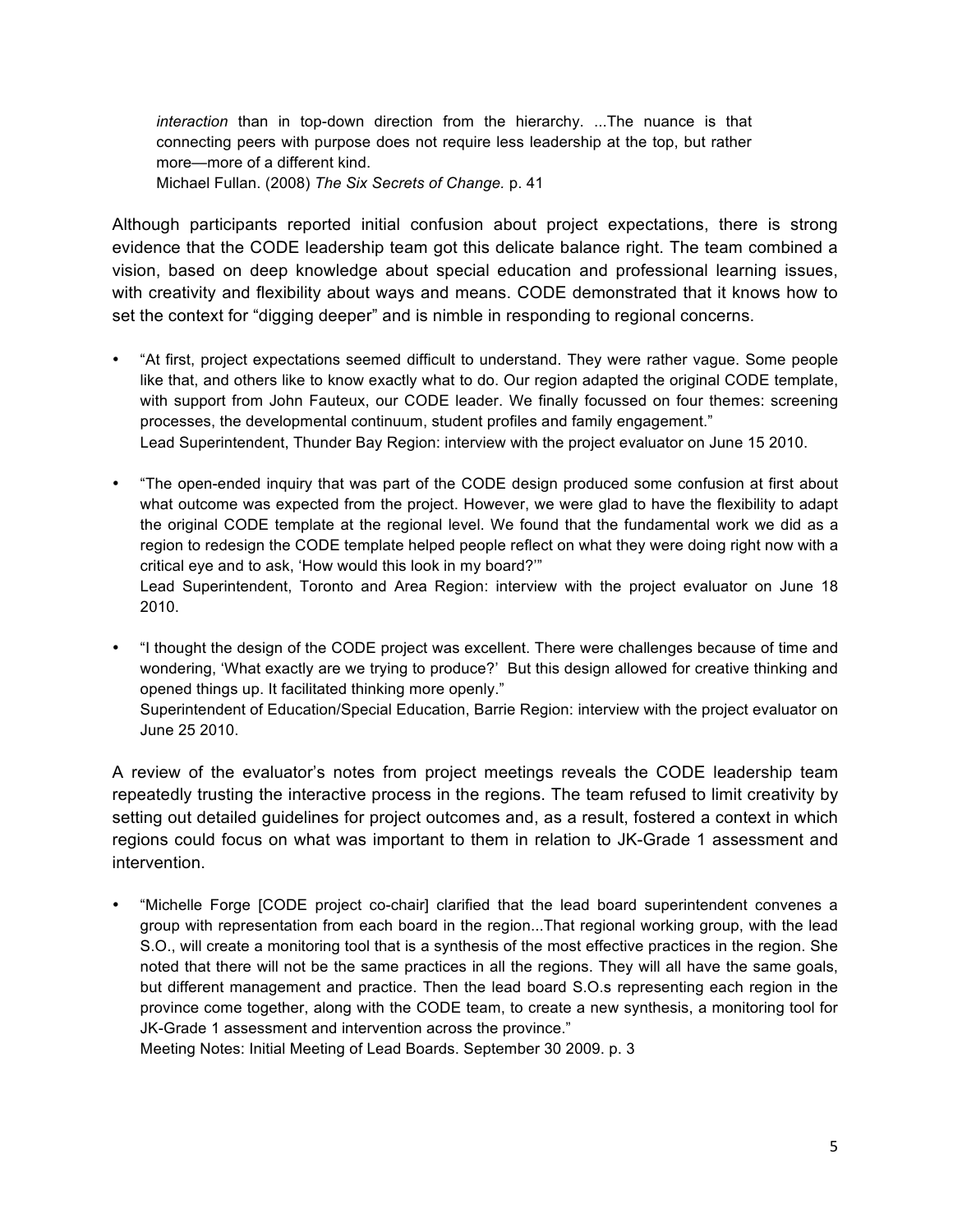> *interaction* than in top-down direction from the hierarchy. ...The nuance is that connecting peers with purpose does not require less leadership at the top, but rather more—more of a different kind.
> Michael Fullan. (2008) *The Six Secrets of Change.* p. 41

Although participants reported initial confusion about project expectations, there is strong evidence that the CODE leadership team got this delicate balance right. The team combined a vision, based on deep knowledge about special education and professional learning issues, with creativity and flexibility about ways and means. CODE demonstrated that it knows how to set the context for "digging deeper" and is nimble in responding to regional concerns.

- "At first, project expectations seemed difficult to understand. They were rather vague. Some people like that, and others like to know exactly what to do. Our region adapted the original CODE template, with support from John Fauteux, our CODE leader. We finally focussed on four themes: screening processes, the developmental continuum, student profiles and family engagement."
  Lead Superintendent, Thunder Bay Region: interview with the project evaluator on June 15 2010.

- "The open-ended inquiry that was part of the CODE design produced some confusion at first about what outcome was expected from the project. However, we were glad to have the flexibility to adapt the original CODE template at the regional level. We found that the fundamental work we did as a region to redesign the CODE template helped people reflect on what they were doing right now with a critical eye and to ask, 'How would this look in my board?'"
  Lead Superintendent, Toronto and Area Region: interview with the project evaluator on June 18 2010.

- "I thought the design of the CODE project was excellent. There were challenges because of time and wondering, 'What exactly are we trying to produce?' But this design allowed for creative thinking and opened things up. It facilitated thinking more openly."
  Superintendent of Education/Special Education, Barrie Region: interview with the project evaluator on June 25 2010.

A review of the evaluator's notes from project meetings reveals the CODE leadership team repeatedly trusting the interactive process in the regions. The team refused to limit creativity by setting out detailed guidelines for project outcomes and, as a result, fostered a context in which regions could focus on what was important to them in relation to JK-Grade 1 assessment and intervention.

- "Michelle Forge [CODE project co-chair] clarified that the lead board superintendent convenes a group with representation from each board in the region...That regional working group, with the lead S.O., will create a monitoring tool that is a synthesis of the most effective practices in the region. She noted that there will not be the same practices in all the regions. They will all have the same goals, but different management and practice. Then the lead board S.O.s representing each region in the province come together, along with the CODE team, to create a new synthesis, a monitoring tool for JK-Grade 1 assessment and intervention across the province."
  Meeting Notes: Initial Meeting of Lead Boards. September 30 2009. p. 3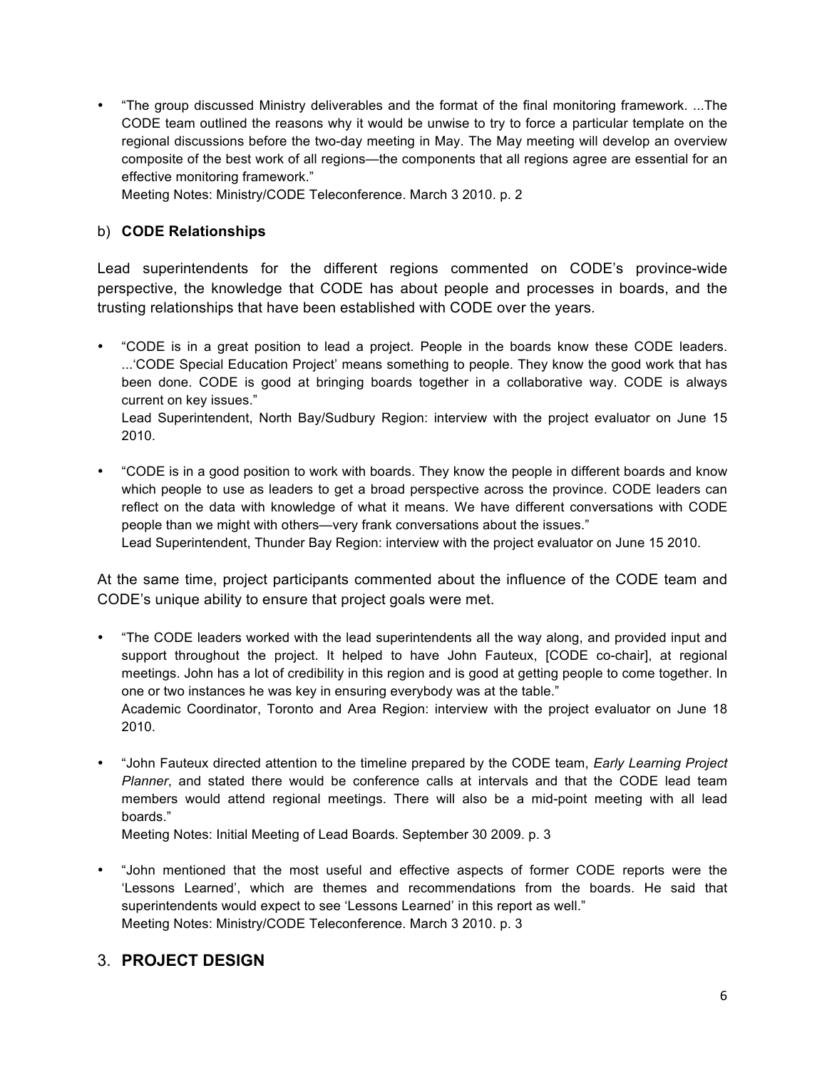- "The group discussed Ministry deliverables and the format of the final monitoring framework. ...The CODE team outlined the reasons why it would be unwise to try to force a particular template on the regional discussions before the two-day meeting in May. The May meeting will develop an overview composite of the best work of all regions—the components that all regions agree are essential for an effective monitoring framework."
  Meeting Notes: Ministry/CODE Teleconference. March 3 2010. p. 2

b) **CODE Relationships**

Lead superintendents for the different regions commented on CODE's province-wide perspective, the knowledge that CODE has about people and processes in boards, and the trusting relationships that have been established with CODE over the years.

- "CODE is in a great position to lead a project. People in the boards know these CODE leaders. ...'CODE Special Education Project' means something to people. They know the good work that has been done. CODE is good at bringing boards together in a collaborative way. CODE is always current on key issues."
  Lead Superintendent, North Bay/Sudbury Region: interview with the project evaluator on June 15 2010.

- "CODE is in a good position to work with boards. They know the people in different boards and know which people to use as leaders to get a broad perspective across the province. CODE leaders can reflect on the data with knowledge of what it means. We have different conversations with CODE people than we might with others—very frank conversations about the issues."
  Lead Superintendent, Thunder Bay Region: interview with the project evaluator on June 15 2010.

At the same time, project participants commented about the influence of the CODE team and CODE's unique ability to ensure that project goals were met.

- "The CODE leaders worked with the lead superintendents all the way along, and provided input and support throughout the project. It helped to have John Fauteux, [CODE co-chair], at regional meetings. John has a lot of credibility in this region and is good at getting people to come together. In one or two instances he was key in ensuring everybody was at the table."
  Academic Coordinator, Toronto and Area Region: interview with the project evaluator on June 18 2010.

- "John Fauteux directed attention to the timeline prepared by the CODE team, *Early Learning Project Planner*, and stated there would be conference calls at intervals and that the CODE lead team members would attend regional meetings. There will also be a mid-point meeting with all lead boards."
  Meeting Notes: Initial Meeting of Lead Boards. September 30 2009. p. 3

- "John mentioned that the most useful and effective aspects of former CODE reports were the 'Lessons Learned', which are themes and recommendations from the boards. He said that superintendents would expect to see 'Lessons Learned' in this report as well."
  Meeting Notes: Ministry/CODE Teleconference. March 3 2010. p. 3

## 3. **PROJECT DESIGN**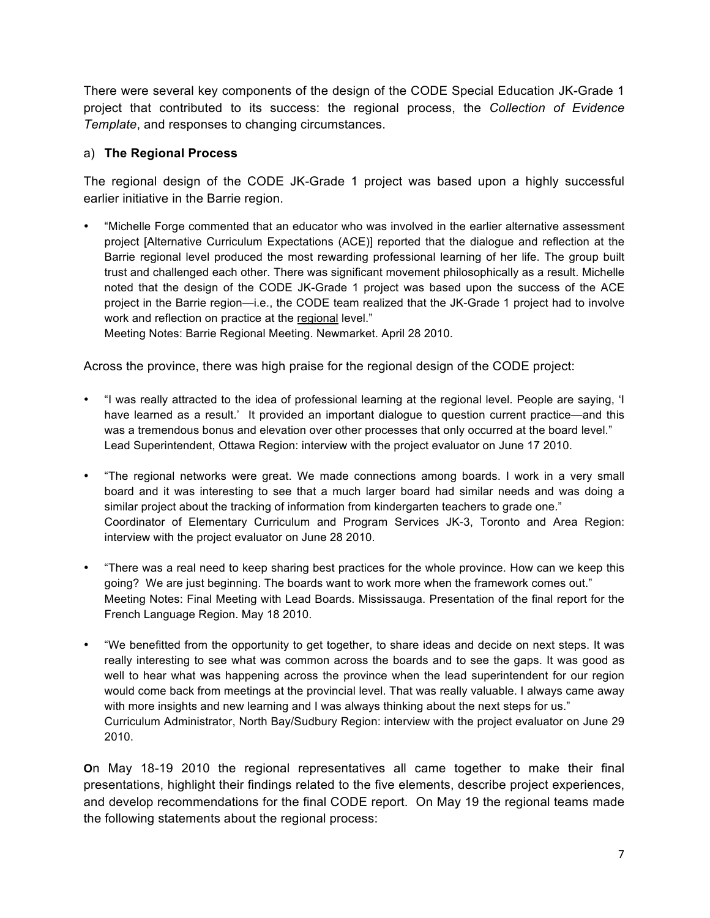There were several key components of the design of the CODE Special Education JK-Grade 1 project that contributed to its success: the regional process, the *Collection of Evidence Template*, and responses to changing circumstances.

a) **The Regional Process**

The regional design of the CODE JK-Grade 1 project was based upon a highly successful earlier initiative in the Barrie region.

- "Michelle Forge commented that an educator who was involved in the earlier alternative assessment project [Alternative Curriculum Expectations (ACE)] reported that the dialogue and reflection at the Barrie regional level produced the most rewarding professional learning of her life. The group built trust and challenged each other. There was significant movement philosophically as a result. Michelle noted that the design of the CODE JK-Grade 1 project was based upon the success of the ACE project in the Barrie region—i.e., the CODE team realized that the JK-Grade 1 project had to involve work and reflection on practice at the <u>regional</u> level."
  Meeting Notes: Barrie Regional Meeting. Newmarket. April 28 2010.

Across the province, there was high praise for the regional design of the CODE project:

- "I was really attracted to the idea of professional learning at the regional level. People are saying, 'I have learned as a result.' It provided an important dialogue to question current practice—and this was a tremendous bonus and elevation over other processes that only occurred at the board level."
  Lead Superintendent, Ottawa Region: interview with the project evaluator on June 17 2010.

- "The regional networks were great. We made connections among boards. I work in a very small board and it was interesting to see that a much larger board had similar needs and was doing a similar project about the tracking of information from kindergarten teachers to grade one."
  Coordinator of Elementary Curriculum and Program Services JK-3, Toronto and Area Region: interview with the project evaluator on June 28 2010.

- "There was a real need to keep sharing best practices for the whole province. How can we keep this going? We are just beginning. The boards want to work more when the framework comes out."
  Meeting Notes: Final Meeting with Lead Boards. Mississauga. Presentation of the final report for the French Language Region. May 18 2010.

- "We benefitted from the opportunity to get together, to share ideas and decide on next steps. It was really interesting to see what was common across the boards and to see the gaps. It was good as well to hear what was happening across the province when the lead superintendent for our region would come back from meetings at the provincial level. That was really valuable. I always came away with more insights and new learning and I was always thinking about the next steps for us."
  Curriculum Administrator, North Bay/Sudbury Region: interview with the project evaluator on June 29 2010.

**O**n May 18-19 2010 the regional representatives all came together to make their final presentations, highlight their findings related to the five elements, describe project experiences, and develop recommendations for the final CODE report. On May 19 the regional teams made the following statements about the regional process: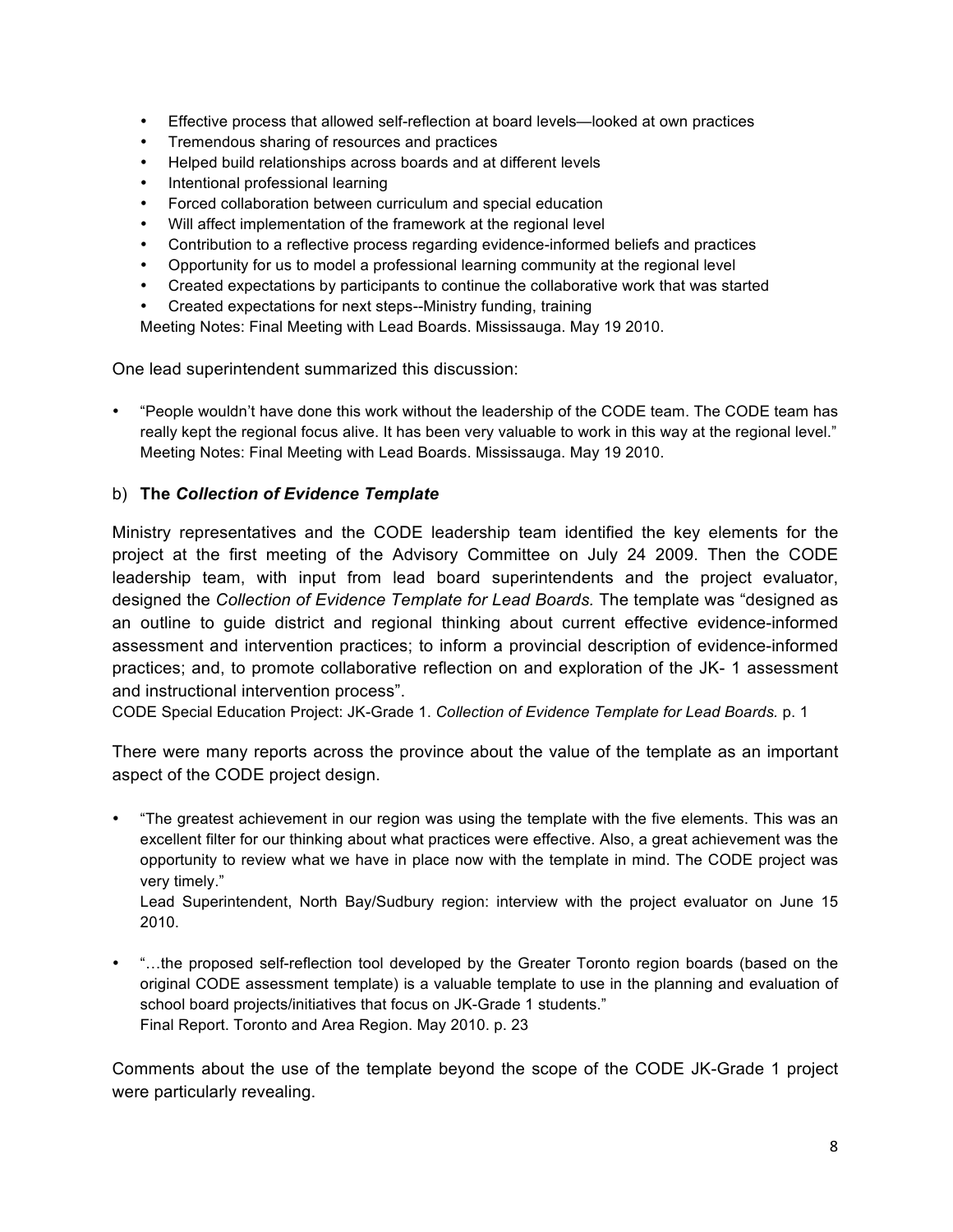- Effective process that allowed self-reflection at board levels—looked at own practices
- Tremendous sharing of resources and practices
- Helped build relationships across boards and at different levels
- Intentional professional learning
- Forced collaboration between curriculum and special education
- Will affect implementation of the framework at the regional level
- Contribution to a reflective process regarding evidence-informed beliefs and practices
- Opportunity for us to model a professional learning community at the regional level
- Created expectations by participants to continue the collaborative work that was started
- Created expectations for next steps--Ministry funding, training

Meeting Notes: Final Meeting with Lead Boards. Mississauga. May 19 2010.

One lead superintendent summarized this discussion:

- "People wouldn't have done this work without the leadership of the CODE team. The CODE team has really kept the regional focus alive. It has been very valuable to work in this way at the regional level."
  Meeting Notes: Final Meeting with Lead Boards. Mississauga. May 19 2010.

### b) The *Collection of Evidence Template*

Ministry representatives and the CODE leadership team identified the key elements for the project at the first meeting of the Advisory Committee on July 24 2009. Then the CODE leadership team, with input from lead board superintendents and the project evaluator, designed the *Collection of Evidence Template for Lead Boards.* The template was "designed as an outline to guide district and regional thinking about current effective evidence-informed assessment and intervention practices; to inform a provincial description of evidence-informed practices; and, to promote collaborative reflection on and exploration of the JK- 1 assessment and instructional intervention process".

CODE Special Education Project: JK-Grade 1. *Collection of Evidence Template for Lead Boards.* p. 1

There were many reports across the province about the value of the template as an important aspect of the CODE project design.

- "The greatest achievement in our region was using the template with the five elements. This was an excellent filter for our thinking about what practices were effective. Also, a great achievement was the opportunity to review what we have in place now with the template in mind. The CODE project was very timely."
  Lead Superintendent, North Bay/Sudbury region: interview with the project evaluator on June 15 2010.

- "…the proposed self-reflection tool developed by the Greater Toronto region boards (based on the original CODE assessment template) is a valuable template to use in the planning and evaluation of school board projects/initiatives that focus on JK-Grade 1 students."
  Final Report. Toronto and Area Region. May 2010. p. 23

Comments about the use of the template beyond the scope of the CODE JK-Grade 1 project were particularly revealing.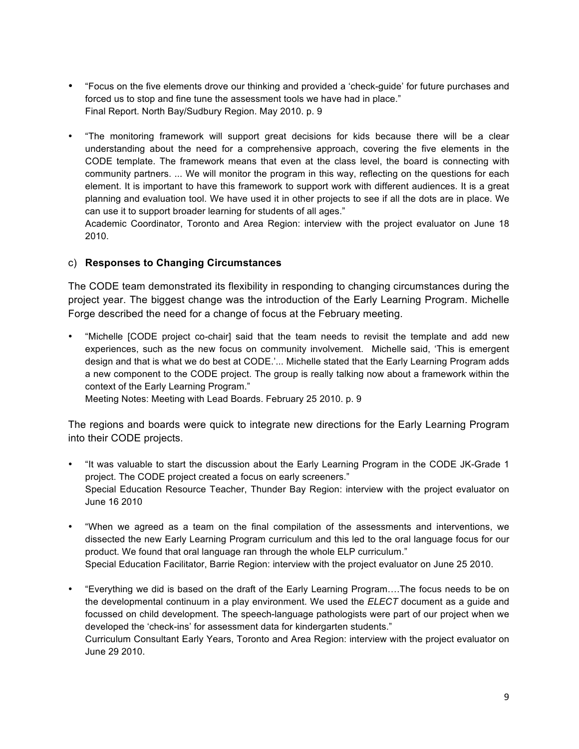- "Focus on the five elements drove our thinking and provided a 'check-guide' for future purchases and forced us to stop and fine tune the assessment tools we have had in place."
  Final Report. North Bay/Sudbury Region. May 2010. p. 9

- "The monitoring framework will support great decisions for kids because there will be a clear understanding about the need for a comprehensive approach, covering the five elements in the CODE template. The framework means that even at the class level, the board is connecting with community partners. ... We will monitor the program in this way, reflecting on the questions for each element. It is important to have this framework to support work with different audiences. It is a great planning and evaluation tool. We have used it in other projects to see if all the dots are in place. We can use it to support broader learning for students of all ages."
  Academic Coordinator, Toronto and Area Region: interview with the project evaluator on June 18 2010.

c) **Responses to Changing Circumstances**

The CODE team demonstrated its flexibility in responding to changing circumstances during the project year. The biggest change was the introduction of the Early Learning Program. Michelle Forge described the need for a change of focus at the February meeting.

- "Michelle [CODE project co-chair] said that the team needs to revisit the template and add new experiences, such as the new focus on community involvement. Michelle said, 'This is emergent design and that is what we do best at CODE.'... Michelle stated that the Early Learning Program adds a new component to the CODE project. The group is really talking now about a framework within the context of the Early Learning Program."
  Meeting Notes: Meeting with Lead Boards. February 25 2010. p. 9

The regions and boards were quick to integrate new directions for the Early Learning Program into their CODE projects.

- "It was valuable to start the discussion about the Early Learning Program in the CODE JK-Grade 1 project. The CODE project created a focus on early screeners."
  Special Education Resource Teacher, Thunder Bay Region: interview with the project evaluator on June 16 2010

- "When we agreed as a team on the final compilation of the assessments and interventions, we dissected the new Early Learning Program curriculum and this led to the oral language focus for our product. We found that oral language ran through the whole ELP curriculum."
  Special Education Facilitator, Barrie Region: interview with the project evaluator on June 25 2010.

- "Everything we did is based on the draft of the Early Learning Program….The focus needs to be on the developmental continuum in a play environment. We used the *ELECT* document as a guide and focussed on child development. The speech-language pathologists were part of our project when we developed the 'check-ins' for assessment data for kindergarten students."
  Curriculum Consultant Early Years, Toronto and Area Region: interview with the project evaluator on June 29 2010.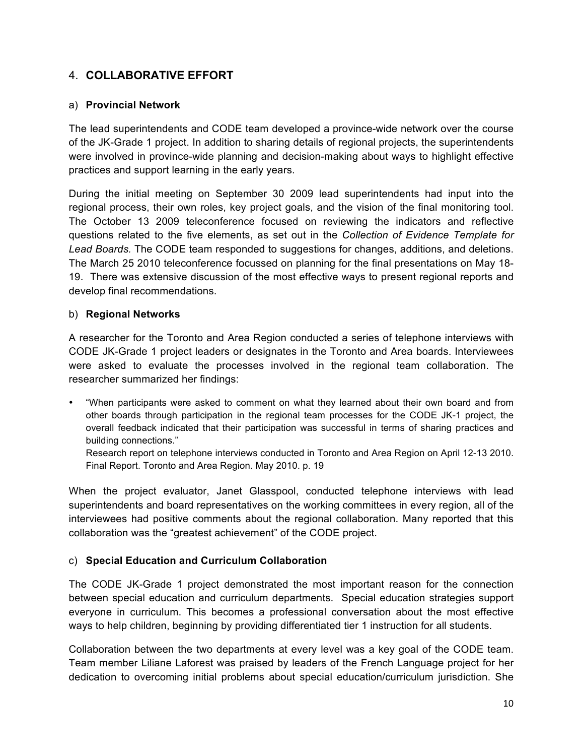## 4. **COLLABORATIVE EFFORT**

### a) **Provincial Network**

The lead superintendents and CODE team developed a province-wide network over the course of the JK-Grade 1 project. In addition to sharing details of regional projects, the superintendents were involved in province-wide planning and decision-making about ways to highlight effective practices and support learning in the early years.

During the initial meeting on September 30 2009 lead superintendents had input into the regional process, their own roles, key project goals, and the vision of the final monitoring tool. The October 13 2009 teleconference focused on reviewing the indicators and reflective questions related to the five elements, as set out in the *Collection of Evidence Template for Lead Boards.* The CODE team responded to suggestions for changes, additions, and deletions. The March 25 2010 teleconference focussed on planning for the final presentations on May 18-19. There was extensive discussion of the most effective ways to present regional reports and develop final recommendations.

### b) **Regional Networks**

A researcher for the Toronto and Area Region conducted a series of telephone interviews with CODE JK-Grade 1 project leaders or designates in the Toronto and Area boards. Interviewees were asked to evaluate the processes involved in the regional team collaboration. The researcher summarized her findings:

- "When participants were asked to comment on what they learned about their own board and from other boards through participation in the regional team processes for the CODE JK-1 project, the overall feedback indicated that their participation was successful in terms of sharing practices and building connections."
  Research report on telephone interviews conducted in Toronto and Area Region on April 12-13 2010. Final Report. Toronto and Area Region. May 2010. p. 19

When the project evaluator, Janet Glasspool, conducted telephone interviews with lead superintendents and board representatives on the working committees in every region, all of the interviewees had positive comments about the regional collaboration. Many reported that this collaboration was the "greatest achievement" of the CODE project.

### c) **Special Education and Curriculum Collaboration**

The CODE JK-Grade 1 project demonstrated the most important reason for the connection between special education and curriculum departments. Special education strategies support everyone in curriculum. This becomes a professional conversation about the most effective ways to help children, beginning by providing differentiated tier 1 instruction for all students.

Collaboration between the two departments at every level was a key goal of the CODE team. Team member Liliane Laforest was praised by leaders of the French Language project for her dedication to overcoming initial problems about special education/curriculum jurisdiction. She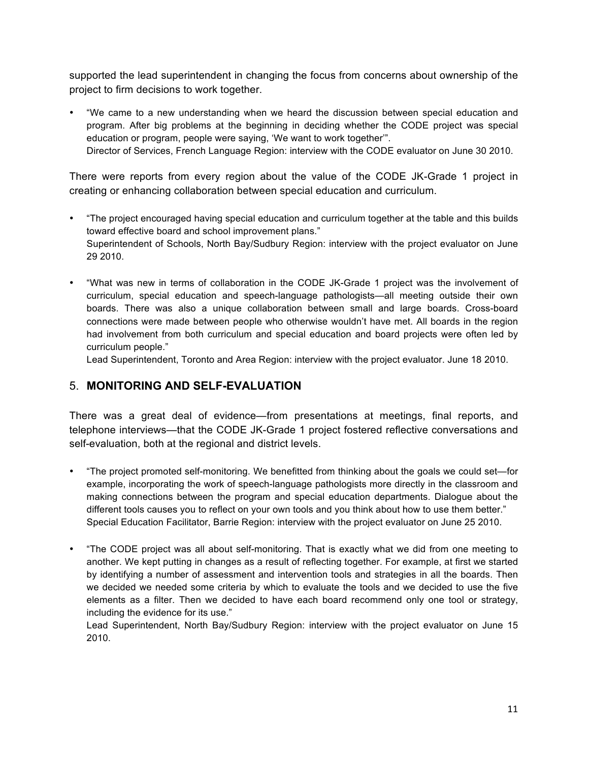supported the lead superintendent in changing the focus from concerns about ownership of the project to firm decisions to work together.

- "We came to a new understanding when we heard the discussion between special education and program. After big problems at the beginning in deciding whether the CODE project was special education or program, people were saying, 'We want to work together'".
  Director of Services, French Language Region: interview with the CODE evaluator on June 30 2010.

There were reports from every region about the value of the CODE JK-Grade 1 project in creating or enhancing collaboration between special education and curriculum.

- "The project encouraged having special education and curriculum together at the table and this builds toward effective board and school improvement plans."
  Superintendent of Schools, North Bay/Sudbury Region: interview with the project evaluator on June 29 2010.

- "What was new in terms of collaboration in the CODE JK-Grade 1 project was the involvement of curriculum, special education and speech-language pathologists—all meeting outside their own boards. There was also a unique collaboration between small and large boards. Cross-board connections were made between people who otherwise wouldn't have met. All boards in the region had involvement from both curriculum and special education and board projects were often led by curriculum people."
  Lead Superintendent, Toronto and Area Region: interview with the project evaluator. June 18 2010.

## 5. **MONITORING AND SELF-EVALUATION**

There was a great deal of evidence—from presentations at meetings, final reports, and telephone interviews—that the CODE JK-Grade 1 project fostered reflective conversations and self-evaluation, both at the regional and district levels.

- "The project promoted self-monitoring. We benefitted from thinking about the goals we could set—for example, incorporating the work of speech-language pathologists more directly in the classroom and making connections between the program and special education departments. Dialogue about the different tools causes you to reflect on your own tools and you think about how to use them better."
  Special Education Facilitator, Barrie Region: interview with the project evaluator on June 25 2010.

- "The CODE project was all about self-monitoring. That is exactly what we did from one meeting to another. We kept putting in changes as a result of reflecting together. For example, at first we started by identifying a number of assessment and intervention tools and strategies in all the boards. Then we decided we needed some criteria by which to evaluate the tools and we decided to use the five elements as a filter. Then we decided to have each board recommend only one tool or strategy, including the evidence for its use."
  Lead Superintendent, North Bay/Sudbury Region: interview with the project evaluator on June 15 2010.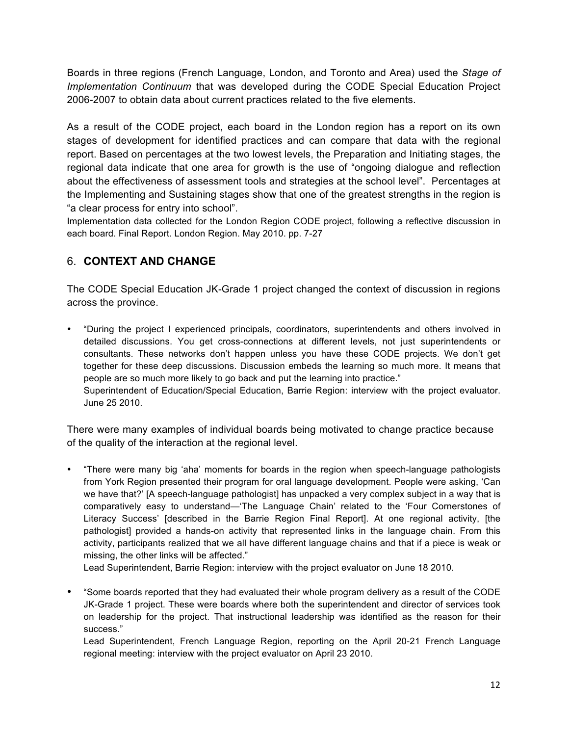Boards in three regions (French Language, London, and Toronto and Area) used the *Stage of Implementation Continuum* that was developed during the CODE Special Education Project 2006-2007 to obtain data about current practices related to the five elements.

As a result of the CODE project, each board in the London region has a report on its own stages of development for identified practices and can compare that data with the regional report. Based on percentages at the two lowest levels, the Preparation and Initiating stages, the regional data indicate that one area for growth is the use of "ongoing dialogue and reflection about the effectiveness of assessment tools and strategies at the school level". Percentages at the Implementing and Sustaining stages show that one of the greatest strengths in the region is "a clear process for entry into school".

Implementation data collected for the London Region CODE project, following a reflective discussion in each board. Final Report. London Region. May 2010. pp. 7-27

## 6. **CONTEXT AND CHANGE**

The CODE Special Education JK-Grade 1 project changed the context of discussion in regions across the province.

- "During the project I experienced principals, coordinators, superintendents and others involved in detailed discussions. You get cross-connections at different levels, not just superintendents or consultants. These networks don't happen unless you have these CODE projects. We don't get together for these deep discussions. Discussion embeds the learning so much more. It means that people are so much more likely to go back and put the learning into practice."
  Superintendent of Education/Special Education, Barrie Region: interview with the project evaluator. June 25 2010.

There were many examples of individual boards being motivated to change practice because of the quality of the interaction at the regional level.

- "There were many big 'aha' moments for boards in the region when speech-language pathologists from York Region presented their program for oral language development. People were asking, 'Can we have that?' [A speech-language pathologist] has unpacked a very complex subject in a way that is comparatively easy to understand—'The Language Chain' related to the 'Four Cornerstones of Literacy Success' [described in the Barrie Region Final Report]. At one regional activity, [the pathologist] provided a hands-on activity that represented links in the language chain. From this activity, participants realized that we all have different language chains and that if a piece is weak or missing, the other links will be affected."
  Lead Superintendent, Barrie Region: interview with the project evaluator on June 18 2010.

- "Some boards reported that they had evaluated their whole program delivery as a result of the CODE JK-Grade 1 project. These were boards where both the superintendent and director of services took on leadership for the project. That instructional leadership was identified as the reason for their success."
  Lead Superintendent, French Language Region, reporting on the April 20-21 French Language regional meeting: interview with the project evaluator on April 23 2010.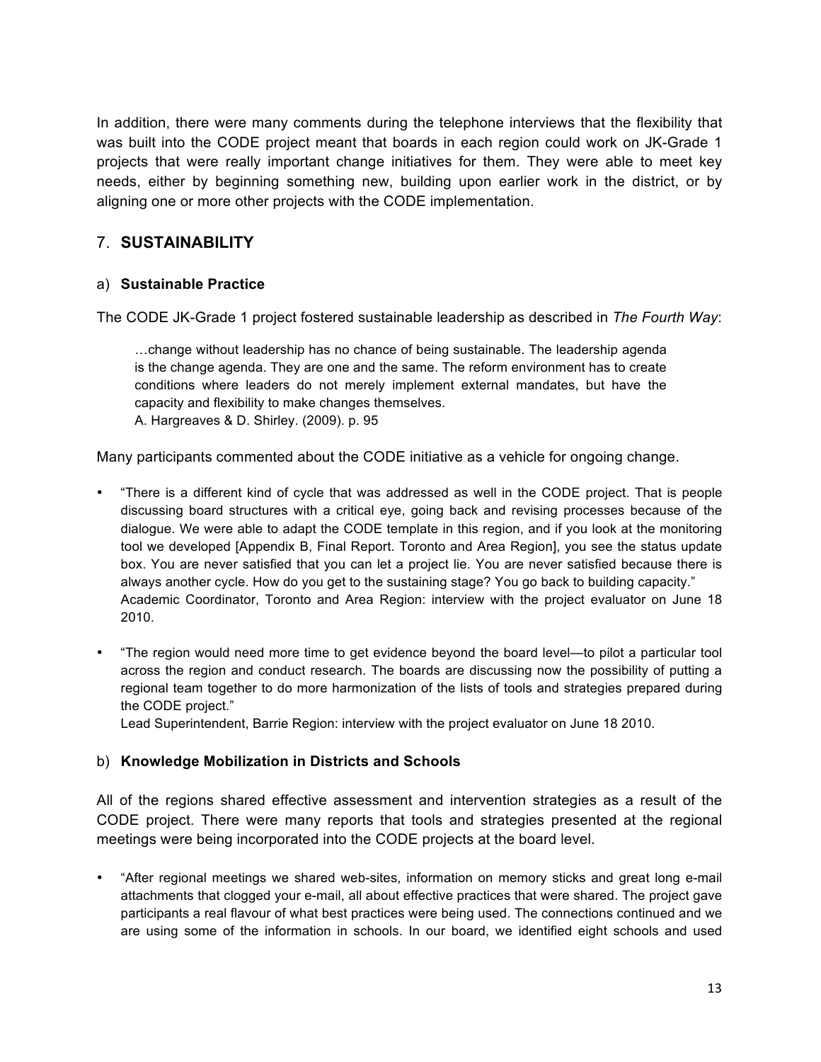In addition, there were many comments during the telephone interviews that the flexibility that was built into the CODE project meant that boards in each region could work on JK-Grade 1 projects that were really important change initiatives for them. They were able to meet key needs, either by beginning something new, building upon earlier work in the district, or by aligning one or more other projects with the CODE implementation.

## 7. **SUSTAINABILITY**

### a) **Sustainable Practice**

The CODE JK-Grade 1 project fostered sustainable leadership as described in *The Fourth Way*:

> …change without leadership has no chance of being sustainable. The leadership agenda is the change agenda. They are one and the same. The reform environment has to create conditions where leaders do not merely implement external mandates, but have the capacity and flexibility to make changes themselves.
> A. Hargreaves & D. Shirley. (2009). p. 95

Many participants commented about the CODE initiative as a vehicle for ongoing change.

- "There is a different kind of cycle that was addressed as well in the CODE project. That is people discussing board structures with a critical eye, going back and revising processes because of the dialogue. We were able to adapt the CODE template in this region, and if you look at the monitoring tool we developed [Appendix B, Final Report. Toronto and Area Region], you see the status update box. You are never satisfied that you can let a project lie. You are never satisfied because there is always another cycle. How do you get to the sustaining stage? You go back to building capacity."
  Academic Coordinator, Toronto and Area Region: interview with the project evaluator on June 18 2010.

- "The region would need more time to get evidence beyond the board level—to pilot a particular tool across the region and conduct research. The boards are discussing now the possibility of putting a regional team together to do more harmonization of the lists of tools and strategies prepared during the CODE project."
  Lead Superintendent, Barrie Region: interview with the project evaluator on June 18 2010.

### b) **Knowledge Mobilization in Districts and Schools**

All of the regions shared effective assessment and intervention strategies as a result of the CODE project. There were many reports that tools and strategies presented at the regional meetings were being incorporated into the CODE projects at the board level.

- "After regional meetings we shared web-sites, information on memory sticks and great long e-mail attachments that clogged your e-mail, all about effective practices that were shared. The project gave participants a real flavour of what best practices were being used. The connections continued and we are using some of the information in schools. In our board, we identified eight schools and used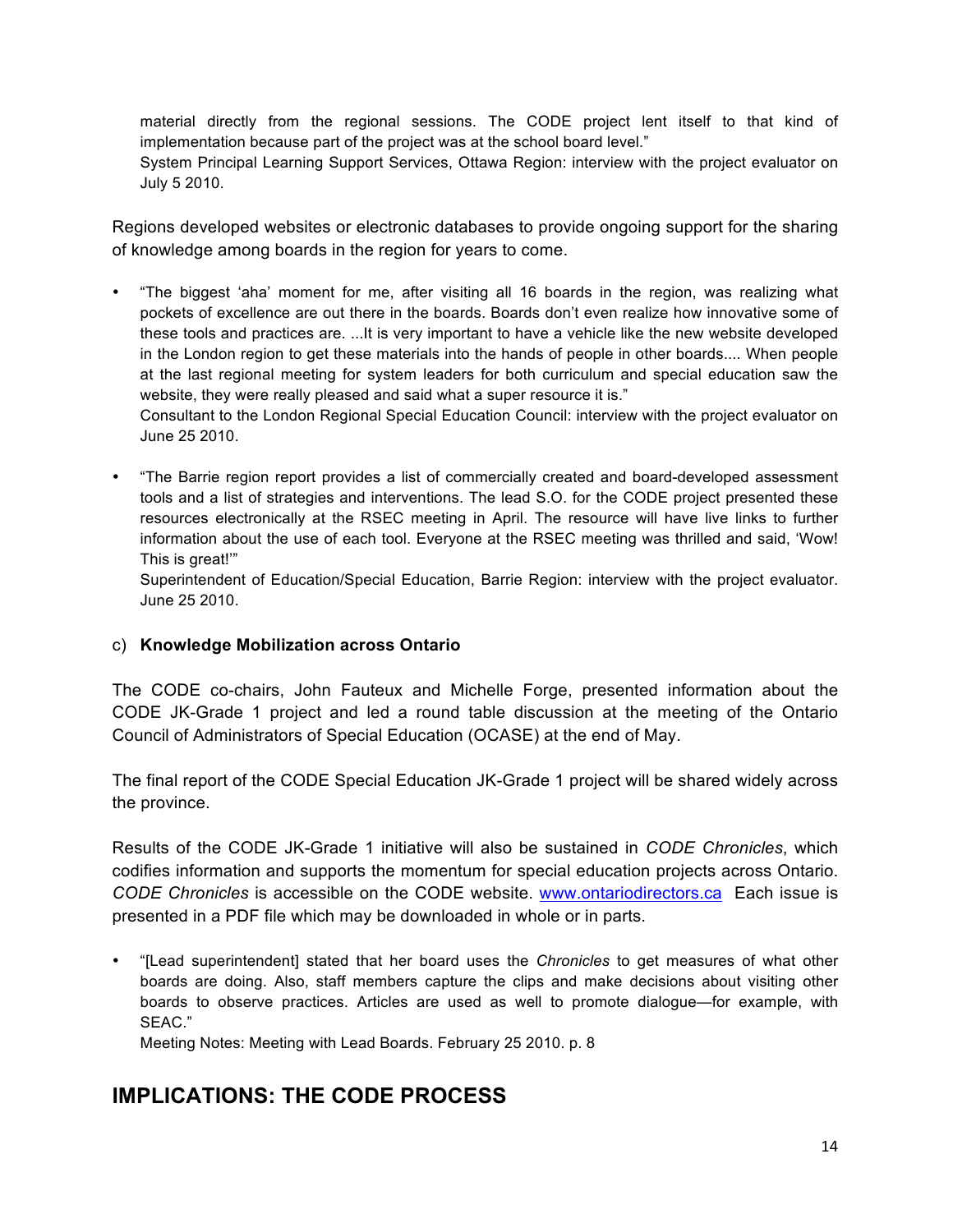material directly from the regional sessions. The CODE project lent itself to that kind of implementation because part of the project was at the school board level."
System Principal Learning Support Services, Ottawa Region: interview with the project evaluator on July 5 2010.

Regions developed websites or electronic databases to provide ongoing support for the sharing of knowledge among boards in the region for years to come.

- "The biggest 'aha' moment for me, after visiting all 16 boards in the region, was realizing what pockets of excellence are out there in the boards. Boards don't even realize how innovative some of these tools and practices are. ...It is very important to have a vehicle like the new website developed in the London region to get these materials into the hands of people in other boards.... When people at the last regional meeting for system leaders for both curriculum and special education saw the website, they were really pleased and said what a super resource it is."
  Consultant to the London Regional Special Education Council: interview with the project evaluator on June 25 2010.

- "The Barrie region report provides a list of commercially created and board-developed assessment tools and a list of strategies and interventions. The lead S.O. for the CODE project presented these resources electronically at the RSEC meeting in April. The resource will have live links to further information about the use of each tool. Everyone at the RSEC meeting was thrilled and said, 'Wow! This is great!'"
  Superintendent of Education/Special Education, Barrie Region: interview with the project evaluator. June 25 2010.

c) **Knowledge Mobilization across Ontario**

The CODE co-chairs, John Fauteux and Michelle Forge, presented information about the CODE JK-Grade 1 project and led a round table discussion at the meeting of the Ontario Council of Administrators of Special Education (OCASE) at the end of May.

The final report of the CODE Special Education JK-Grade 1 project will be shared widely across the province.

Results of the CODE JK-Grade 1 initiative will also be sustained in *CODE Chronicles*, which codifies information and supports the momentum for special education projects across Ontario. *CODE Chronicles* is accessible on the CODE website. www.ontariodirectors.ca Each issue is presented in a PDF file which may be downloaded in whole or in parts.

- "[Lead superintendent] stated that her board uses the *Chronicles* to get measures of what other boards are doing. Also, staff members capture the clips and make decisions about visiting other boards to observe practices. Articles are used as well to promote dialogue—for example, with SEAC."
  Meeting Notes: Meeting with Lead Boards. February 25 2010. p. 8

## IMPLICATIONS: THE CODE PROCESS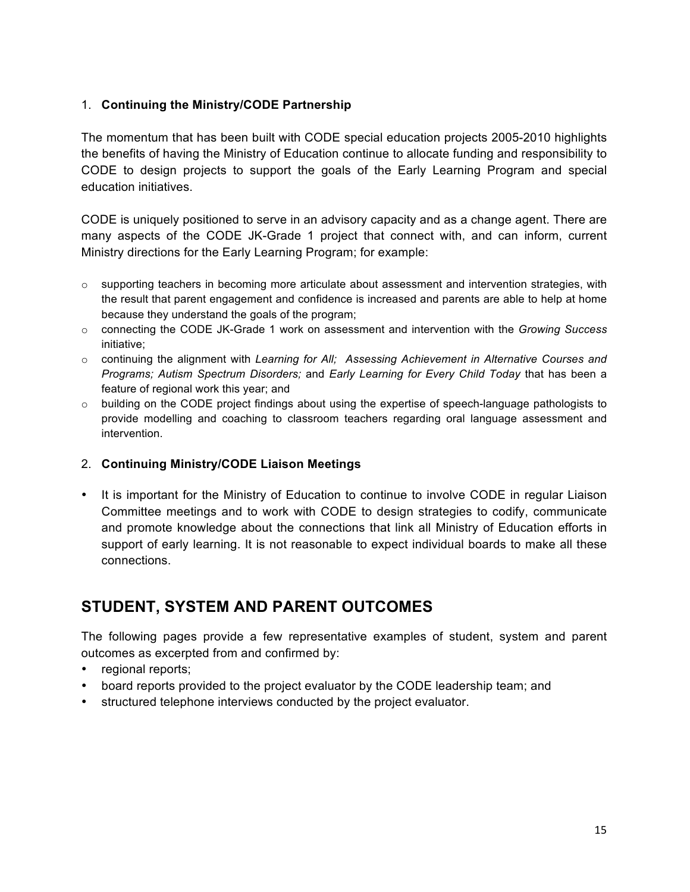1. **Continuing the Ministry/CODE Partnership**

The momentum that has been built with CODE special education projects 2005-2010 highlights the benefits of having the Ministry of Education continue to allocate funding and responsibility to CODE to design projects to support the goals of the Early Learning Program and special education initiatives.

CODE is uniquely positioned to serve in an advisory capacity and as a change agent. There are many aspects of the CODE JK-Grade 1 project that connect with, and can inform, current Ministry directions for the Early Learning Program; for example:

- supporting teachers in becoming more articulate about assessment and intervention strategies, with the result that parent engagement and confidence is increased and parents are able to help at home because they understand the goals of the program;
- connecting the CODE JK-Grade 1 work on assessment and intervention with the *Growing Success* initiative;
- continuing the alignment with *Learning for All; Assessing Achievement in Alternative Courses and Programs; Autism Spectrum Disorders;* and *Early Learning for Every Child Today* that has been a feature of regional work this year; and
- building on the CODE project findings about using the expertise of speech-language pathologists to provide modelling and coaching to classroom teachers regarding oral language assessment and intervention.

2. **Continuing Ministry/CODE Liaison Meetings**

- It is important for the Ministry of Education to continue to involve CODE in regular Liaison Committee meetings and to work with CODE to design strategies to codify, communicate and promote knowledge about the connections that link all Ministry of Education efforts in support of early learning. It is not reasonable to expect individual boards to make all these connections.

## STUDENT, SYSTEM AND PARENT OUTCOMES

The following pages provide a few representative examples of student, system and parent outcomes as excerpted from and confirmed by:

- regional reports;
- board reports provided to the project evaluator by the CODE leadership team; and
- structured telephone interviews conducted by the project evaluator.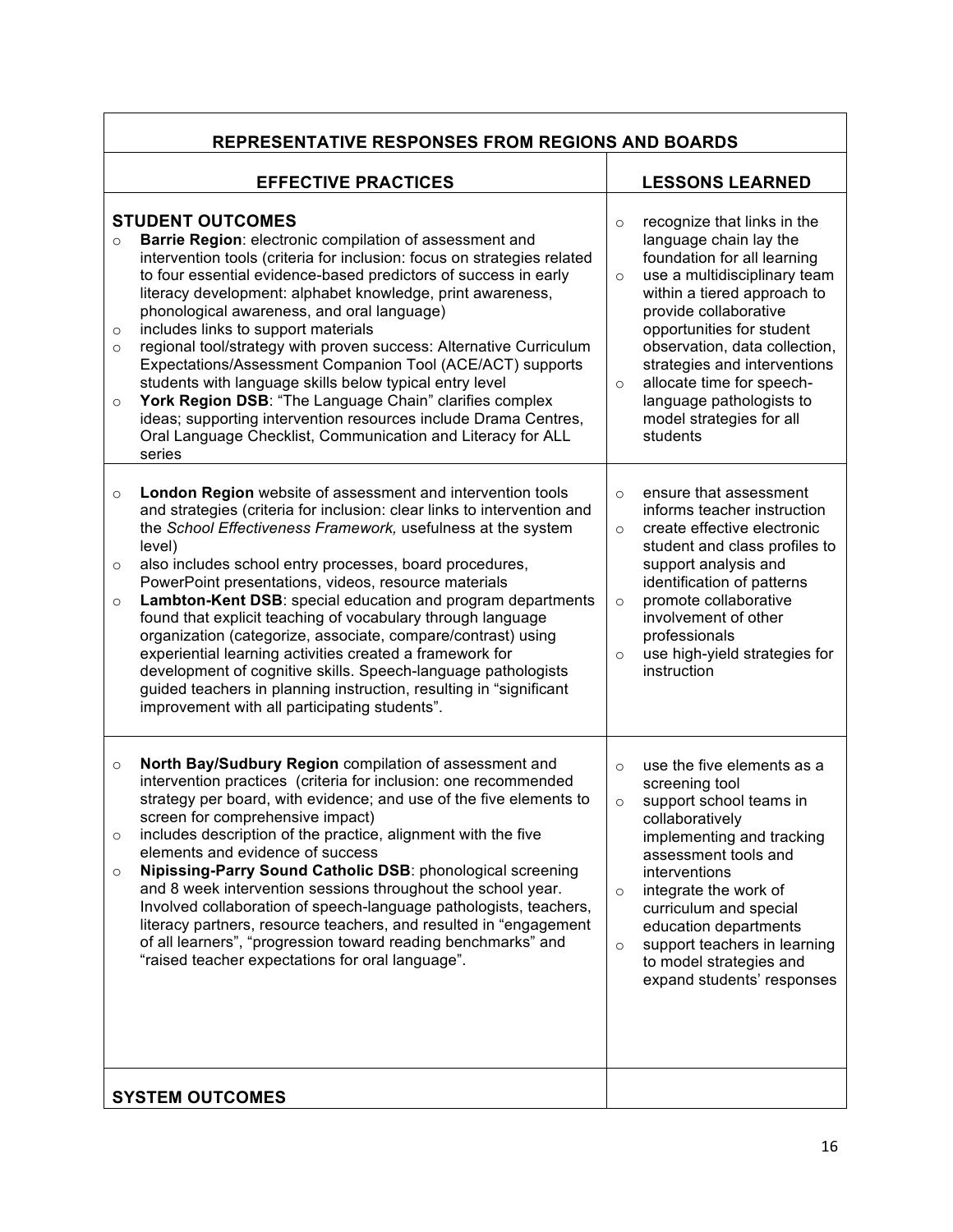| REPRESENTATIVE RESPONSES FROM REGIONS AND BOARDS | |
|---|---|
| **EFFECTIVE PRACTICES** | **LESSONS LEARNED** |
| **STUDENT OUTCOMES**<br>○ **Barrie Region**: electronic compilation of assessment and intervention tools (criteria for inclusion: focus on strategies related to four essential evidence-based predictors of success in early literacy development: alphabet knowledge, print awareness, phonological awareness, and oral language)<br>○ includes links to support materials<br>○ regional tool/strategy with proven success: Alternative Curriculum Expectations/Assessment Companion Tool (ACE/ACT) supports students with language skills below typical entry level<br>○ **York Region DSB**: "The Language Chain" clarifies complex ideas; supporting intervention resources include Drama Centres, Oral Language Checklist, Communication and Literacy for ALL series | ○ recognize that links in the language chain lay the foundation for all learning<br>○ use a multidisciplinary team within a tiered approach to provide collaborative opportunities for student observation, data collection, strategies and interventions<br>○ allocate time for speech-language pathologists to model strategies for all students |
| ○ **London Region** website of assessment and intervention tools and strategies (criteria for inclusion: clear links to intervention and the *School Effectiveness Framework,* usefulness at the system level)<br>○ also includes school entry processes, board procedures, PowerPoint presentations, videos, resource materials<br>○ **Lambton-Kent DSB**: special education and program departments found that explicit teaching of vocabulary through language organization (categorize, associate, compare/contrast) using experiential learning activities created a framework for development of cognitive skills. Speech-language pathologists guided teachers in planning instruction, resulting in "significant improvement with all participating students". | ○ ensure that assessment informs teacher instruction<br>○ create effective electronic student and class profiles to support analysis and identification of patterns<br>○ promote collaborative involvement of other professionals<br>○ use high-yield strategies for instruction |
| ○ **North Bay/Sudbury Region** compilation of assessment and intervention practices (criteria for inclusion: one recommended strategy per board, with evidence; and use of the five elements to screen for comprehensive impact)<br>○ includes description of the practice, alignment with the five elements and evidence of success<br>○ **Nipissing-Parry Sound Catholic DSB**: phonological screening and 8 week intervention sessions throughout the school year. Involved collaboration of speech-language pathologists, teachers, literacy partners, resource teachers, and resulted in "engagement of all learners", "progression toward reading benchmarks" and "raised teacher expectations for oral language". | ○ use the five elements as a screening tool<br>○ support school teams in collaboratively implementing and tracking assessment tools and interventions<br>○ integrate the work of curriculum and special education departments<br>○ support teachers in learning to model strategies and expand students' responses |
| **SYSTEM OUTCOMES** | |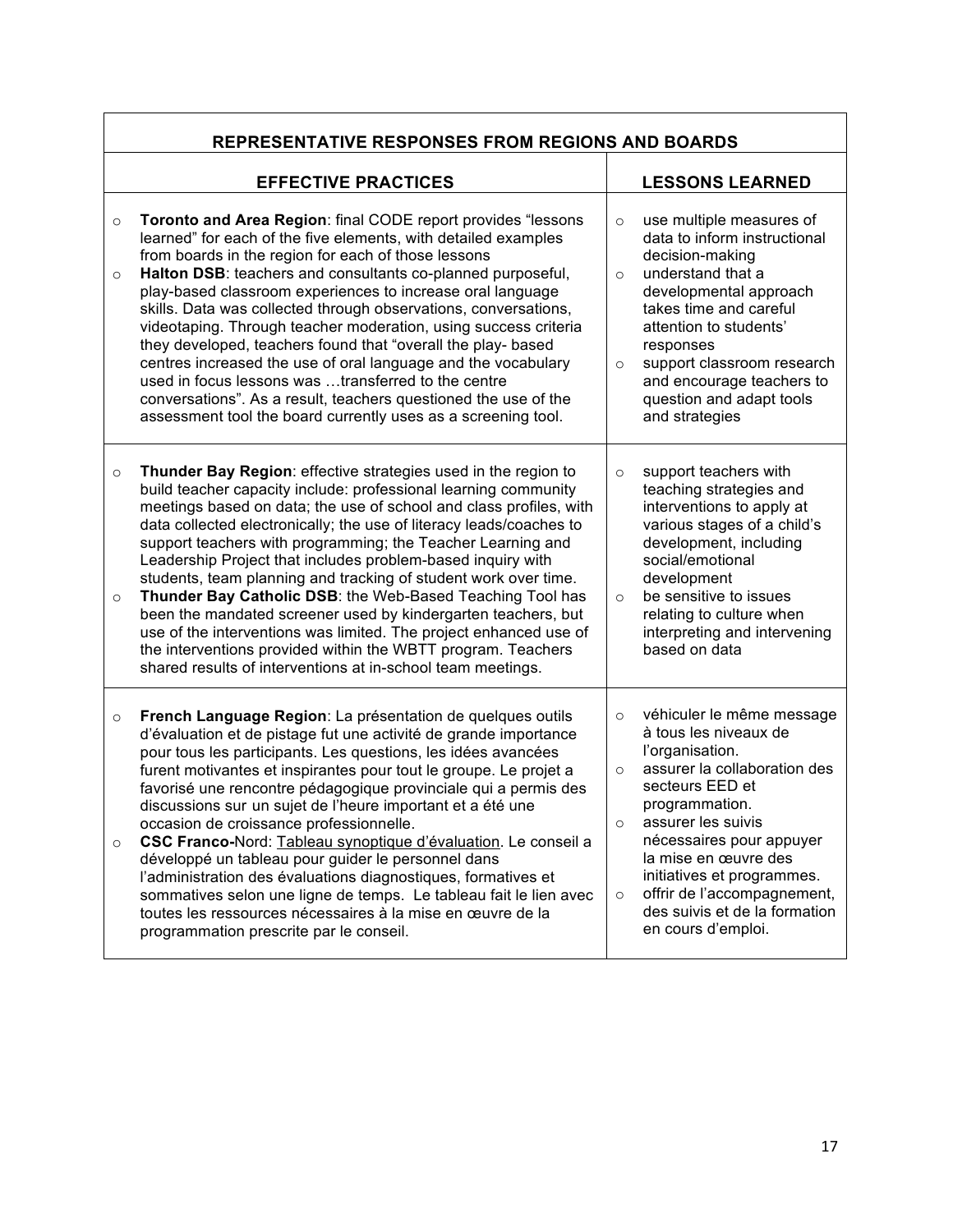| REPRESENTATIVE RESPONSES FROM REGIONS AND BOARDS | |
| --- | --- |
| **EFFECTIVE PRACTICES** | **LESSONS LEARNED** |
| ○ **Toronto and Area Region**: final CODE report provides "lessons learned" for each of the five elements, with detailed examples from boards in the region for each of those lessons<br>○ **Halton DSB**: teachers and consultants co-planned purposeful, play-based classroom experiences to increase oral language skills. Data was collected through observations, conversations, videotaping. Through teacher moderation, using success criteria they developed, teachers found that "overall the play- based centres increased the use of oral language and the vocabulary used in focus lessons was …transferred to the centre conversations". As a result, teachers questioned the use of the assessment tool the board currently uses as a screening tool. | ○ use multiple measures of data to inform instructional decision-making<br>○ understand that a developmental approach takes time and careful attention to students' responses<br>○ support classroom research and encourage teachers to question and adapt tools and strategies |
| ○ **Thunder Bay Region**: effective strategies used in the region to build teacher capacity include: professional learning community meetings based on data; the use of school and class profiles, with data collected electronically; the use of literacy leads/coaches to support teachers with programming; the Teacher Learning and Leadership Project that includes problem-based inquiry with students, team planning and tracking of student work over time.<br>○ **Thunder Bay Catholic DSB**: the Web-Based Teaching Tool has been the mandated screener used by kindergarten teachers, but use of the interventions was limited. The project enhanced use of the interventions provided within the WBTT program. Teachers shared results of interventions at in-school team meetings. | ○ support teachers with teaching strategies and interventions to apply at various stages of a child's development, including social/emotional development<br>○ be sensitive to issues relating to culture when interpreting and intervening based on data |
| ○ **French Language Region**: La présentation de quelques outils d'évaluation et de pistage fut une activité de grande importance pour tous les participants. Les questions, les idées avancées furent motivantes et inspirantes pour tout le groupe. Le projet a favorisé une rencontre pédagogique provinciale qui a permis des discussions sur un sujet de l'heure important et a été une occasion de croissance professionnelle.<br>○ **CSC Franco-**Nord: <u>Tableau synoptique d'évaluation</u>. Le conseil a développé un tableau pour guider le personnel dans l'administration des évaluations diagnostiques, formatives et sommatives selon une ligne de temps. Le tableau fait le lien avec toutes les ressources nécessaires à la mise en œuvre de la programmation prescrite par le conseil. | ○ véhiculer le même message à tous les niveaux de l'organisation.<br>○ assurer la collaboration des secteurs EED et programmation.<br>○ assurer les suivis nécessaires pour appuyer la mise en œuvre des initiatives et programmes.<br>○ offrir de l'accompagnement, des suivis et de la formation en cours d'emploi. |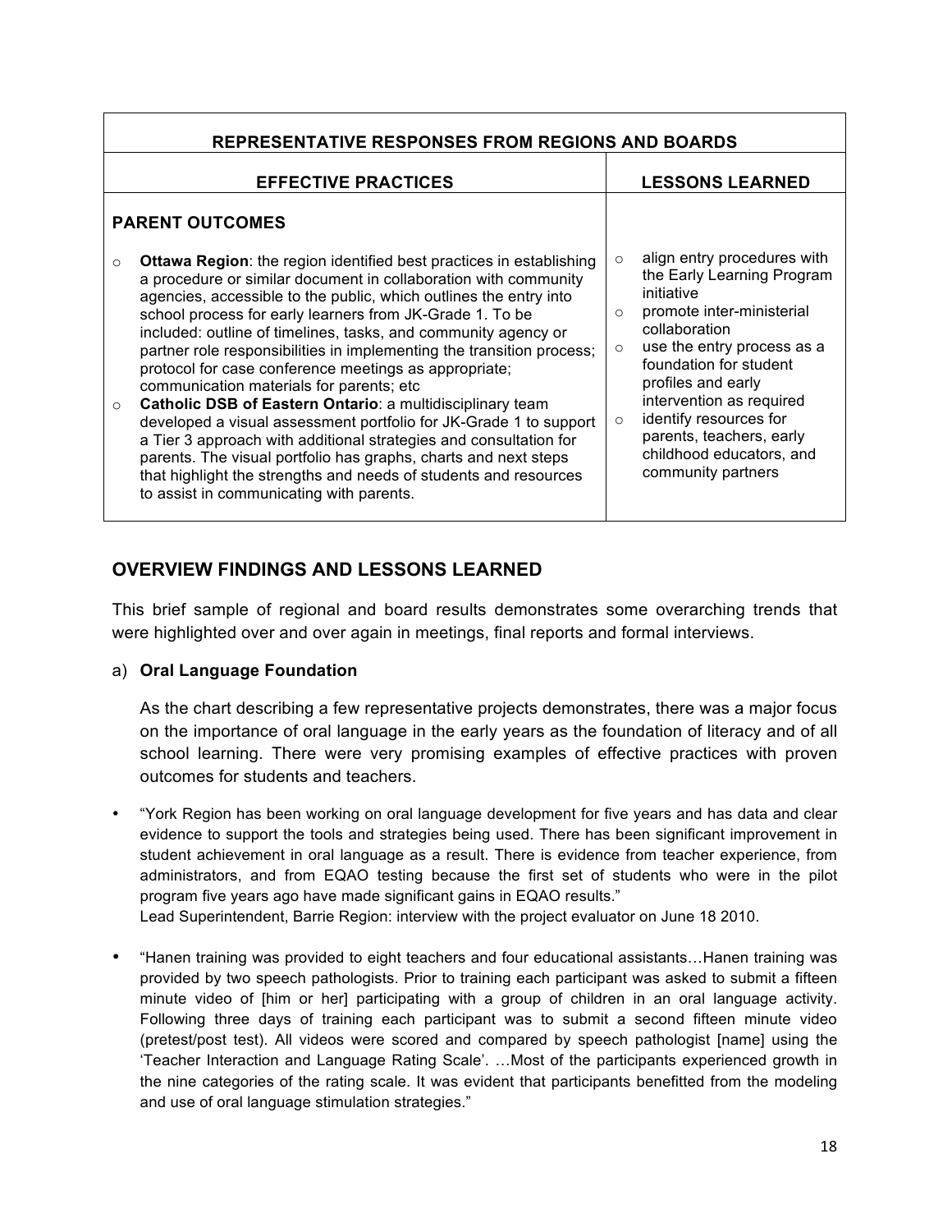| REPRESENTATIVE RESPONSES FROM REGIONS AND BOARDS | |
|---|---|
| **EFFECTIVE PRACTICES** | **LESSONS LEARNED** |
| **PARENT OUTCOMES**<br><br>○ **Ottawa Region**: the region identified best practices in establishing a procedure or similar document in collaboration with community agencies, accessible to the public, which outlines the entry into school process for early learners from JK-Grade 1. To be included: outline of timelines, tasks, and community agency or partner role responsibilities in implementing the transition process; protocol for case conference meetings as appropriate; communication materials for parents; etc<br>○ **Catholic DSB of Eastern Ontario**: a multidisciplinary team developed a visual assessment portfolio for JK-Grade 1 to support a Tier 3 approach with additional strategies and consultation for parents. The visual portfolio has graphs, charts and next steps that highlight the strengths and needs of students and resources to assist in communicating with parents. | ○ align entry procedures with the Early Learning Program initiative<br>○ promote inter-ministerial collaboration<br>○ use the entry process as a foundation for student profiles and early intervention as required<br>○ identify resources for parents, teachers, early childhood educators, and community partners |

## OVERVIEW FINDINGS AND LESSONS LEARNED

This brief sample of regional and board results demonstrates some overarching trends that were highlighted over and over again in meetings, final reports and formal interviews.

a) **Oral Language Foundation**

As the chart describing a few representative projects demonstrates, there was a major focus on the importance of oral language in the early years as the foundation of literacy and of all school learning. There were very promising examples of effective practices with proven outcomes for students and teachers.

- "York Region has been working on oral language development for five years and has data and clear evidence to support the tools and strategies being used. There has been significant improvement in student achievement in oral language as a result. There is evidence from teacher experience, from administrators, and from EQAO testing because the first set of students who were in the pilot program five years ago have made significant gains in EQAO results."
  Lead Superintendent, Barrie Region: interview with the project evaluator on June 18 2010.

- "Hanen training was provided to eight teachers and four educational assistants…Hanen training was provided by two speech pathologists. Prior to training each participant was asked to submit a fifteen minute video of [him or her] participating with a group of children in an oral language activity. Following three days of training each participant was to submit a second fifteen minute video (pretest/post test). All videos were scored and compared by speech pathologist [name] using the 'Teacher Interaction and Language Rating Scale'. …Most of the participants experienced growth in the nine categories of the rating scale. It was evident that participants benefitted from the modeling and use of oral language stimulation strategies."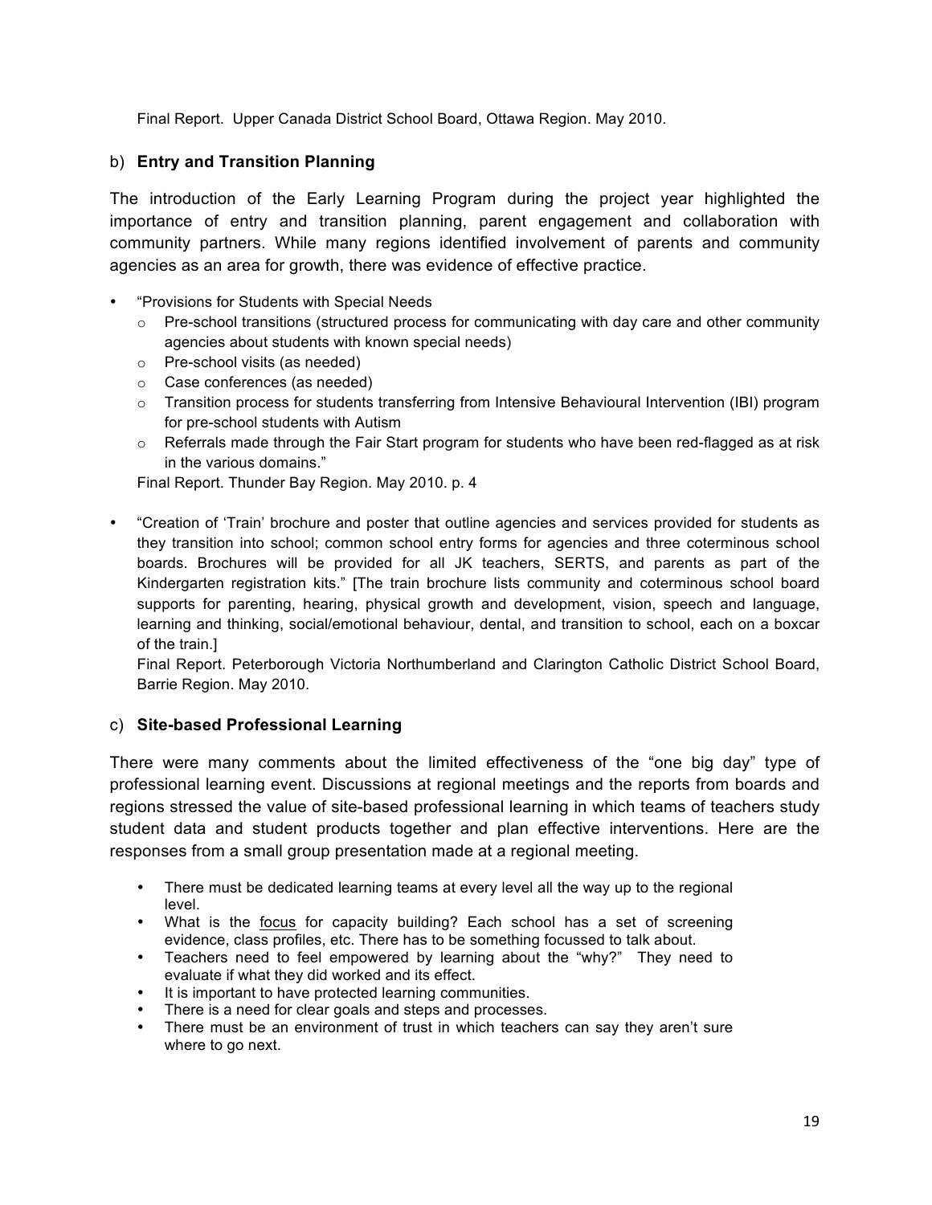Final Report. Upper Canada District School Board, Ottawa Region. May 2010.

### b) **Entry and Transition Planning**

The introduction of the Early Learning Program during the project year highlighted the importance of entry and transition planning, parent engagement and collaboration with community partners. While many regions identified involvement of parents and community agencies as an area for growth, there was evidence of effective practice.

- "Provisions for Students with Special Needs
  - Pre-school transitions (structured process for communicating with day care and other community agencies about students with known special needs)
  - Pre-school visits (as needed)
  - Case conferences (as needed)
  - Transition process for students transferring from Intensive Behavioural Intervention (IBI) program for pre-school students with Autism
  - Referrals made through the Fair Start program for students who have been red-flagged as at risk in the various domains."

  Final Report. Thunder Bay Region. May 2010. p. 4

- "Creation of 'Train' brochure and poster that outline agencies and services provided for students as they transition into school; common school entry forms for agencies and three coterminous school boards. Brochures will be provided for all JK teachers, SERTS, and parents as part of the Kindergarten registration kits." [The train brochure lists community and coterminous school board supports for parenting, hearing, physical growth and development, vision, speech and language, learning and thinking, social/emotional behaviour, dental, and transition to school, each on a boxcar of the train.]

  Final Report. Peterborough Victoria Northumberland and Clarington Catholic District School Board, Barrie Region. May 2010.

### c) **Site-based Professional Learning**

There were many comments about the limited effectiveness of the "one big day" type of professional learning event. Discussions at regional meetings and the reports from boards and regions stressed the value of site-based professional learning in which teams of teachers study student data and student products together and plan effective interventions. Here are the responses from a small group presentation made at a regional meeting.

- There must be dedicated learning teams at every level all the way up to the regional level.
- What is the <u>focus</u> for capacity building? Each school has a set of screening evidence, class profiles, etc. There has to be something focussed to talk about.
- Teachers need to feel empowered by learning about the "why?" They need to evaluate if what they did worked and its effect.
- It is important to have protected learning communities.
- There is a need for clear goals and steps and processes.
- There must be an environment of trust in which teachers can say they aren't sure where to go next.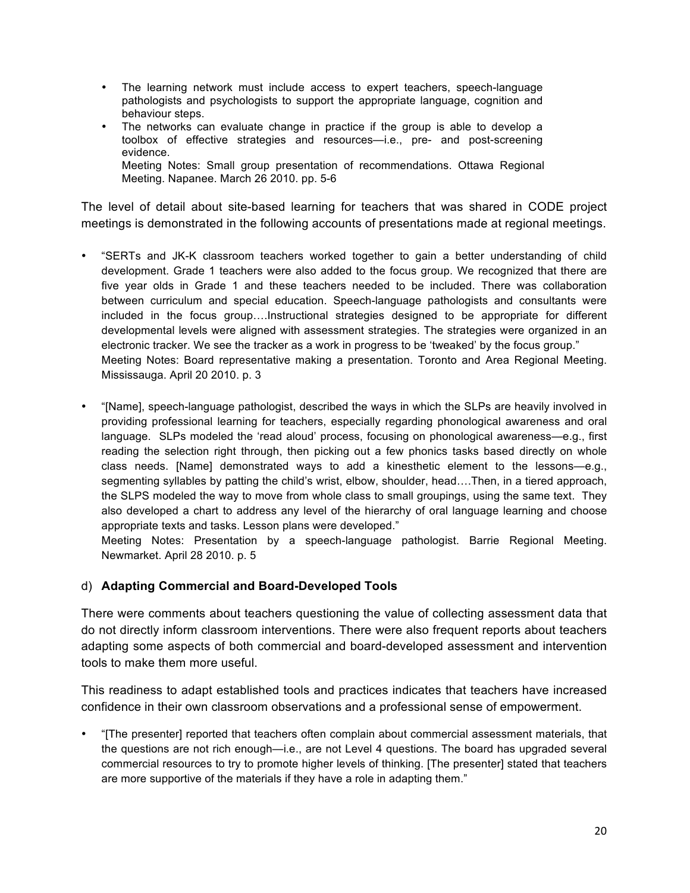- The learning network must include access to expert teachers, speech-language pathologists and psychologists to support the appropriate language, cognition and behaviour steps.
- The networks can evaluate change in practice if the group is able to develop a toolbox of effective strategies and resources—i.e., pre- and post-screening evidence.
  Meeting Notes: Small group presentation of recommendations. Ottawa Regional Meeting. Napanee. March 26 2010. pp. 5-6

The level of detail about site-based learning for teachers that was shared in CODE project meetings is demonstrated in the following accounts of presentations made at regional meetings.

- "SERTs and JK-K classroom teachers worked together to gain a better understanding of child development. Grade 1 teachers were also added to the focus group. We recognized that there are five year olds in Grade 1 and these teachers needed to be included. There was collaboration between curriculum and special education. Speech-language pathologists and consultants were included in the focus group….Instructional strategies designed to be appropriate for different developmental levels were aligned with assessment strategies. The strategies were organized in an electronic tracker. We see the tracker as a work in progress to be 'tweaked' by the focus group."
  Meeting Notes: Board representative making a presentation. Toronto and Area Regional Meeting. Mississauga. April 20 2010. p. 3

- "[Name], speech-language pathologist, described the ways in which the SLPs are heavily involved in providing professional learning for teachers, especially regarding phonological awareness and oral language. SLPs modeled the 'read aloud' process, focusing on phonological awareness—e.g., first reading the selection right through, then picking out a few phonics tasks based directly on whole class needs. [Name] demonstrated ways to add a kinesthetic element to the lessons—e.g., segmenting syllables by patting the child's wrist, elbow, shoulder, head….Then, in a tiered approach, the SLPS modeled the way to move from whole class to small groupings, using the same text. They also developed a chart to address any level of the hierarchy of oral language learning and choose appropriate texts and tasks. Lesson plans were developed."
  Meeting Notes: Presentation by a speech-language pathologist. Barrie Regional Meeting. Newmarket. April 28 2010. p. 5

### d) **Adapting Commercial and Board-Developed Tools**

There were comments about teachers questioning the value of collecting assessment data that do not directly inform classroom interventions. There were also frequent reports about teachers adapting some aspects of both commercial and board-developed assessment and intervention tools to make them more useful.

This readiness to adapt established tools and practices indicates that teachers have increased confidence in their own classroom observations and a professional sense of empowerment.

- "[The presenter] reported that teachers often complain about commercial assessment materials, that the questions are not rich enough—i.e., are not Level 4 questions. The board has upgraded several commercial resources to try to promote higher levels of thinking. [The presenter] stated that teachers are more supportive of the materials if they have a role in adapting them."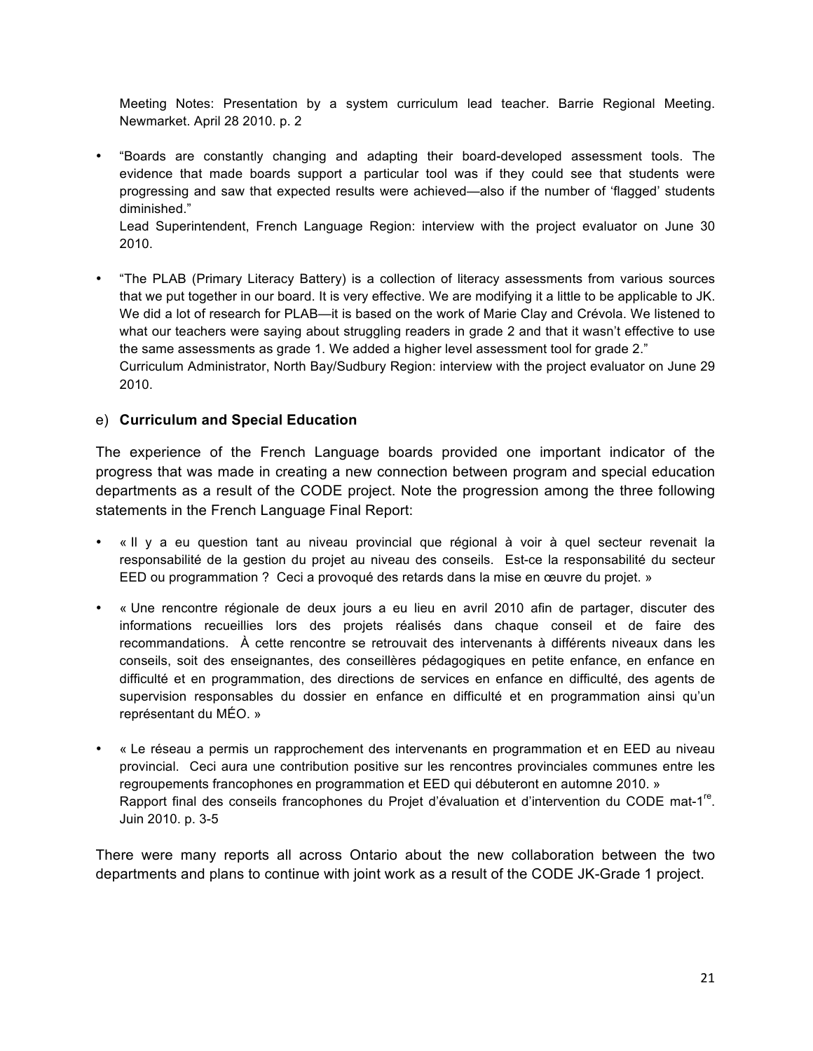Meeting Notes: Presentation by a system curriculum lead teacher. Barrie Regional Meeting. Newmarket. April 28 2010. p. 2

- "Boards are constantly changing and adapting their board-developed assessment tools. The evidence that made boards support a particular tool was if they could see that students were progressing and saw that expected results were achieved—also if the number of 'flagged' students diminished."
  Lead Superintendent, French Language Region: interview with the project evaluator on June 30 2010.

- "The PLAB (Primary Literacy Battery) is a collection of literacy assessments from various sources that we put together in our board. It is very effective. We are modifying it a little to be applicable to JK. We did a lot of research for PLAB—it is based on the work of Marie Clay and Crévola. We listened to what our teachers were saying about struggling readers in grade 2 and that it wasn't effective to use the same assessments as grade 1. We added a higher level assessment tool for grade 2."
  Curriculum Administrator, North Bay/Sudbury Region: interview with the project evaluator on June 29 2010.

e) **Curriculum and Special Education**

The experience of the French Language boards provided one important indicator of the progress that was made in creating a new connection between program and special education departments as a result of the CODE project. Note the progression among the three following statements in the French Language Final Report:

- « Il y a eu question tant au niveau provincial que régional à voir à quel secteur revenait la responsabilité de la gestion du projet au niveau des conseils. Est-ce la responsabilité du secteur EED ou programmation ? Ceci a provoqué des retards dans la mise en œuvre du projet. »

- « Une rencontre régionale de deux jours a eu lieu en avril 2010 afin de partager, discuter des informations recueillies lors des projets réalisés dans chaque conseil et de faire des recommandations. À cette rencontre se retrouvait des intervenants à différents niveaux dans les conseils, soit des enseignantes, des conseillères pédagogiques en petite enfance, en enfance en difficulté et en programmation, des directions de services en enfance en difficulté, des agents de supervision responsables du dossier en enfance en difficulté et en programmation ainsi qu'un représentant du MÉO. »

- « Le réseau a permis un rapprochement des intervenants en programmation et en EED au niveau provincial. Ceci aura une contribution positive sur les rencontres provinciales communes entre les regroupements francophones en programmation et EED qui débuteront en automne 2010. »
  Rapport final des conseils francophones du Projet d'évaluation et d'intervention du CODE mat-1[re]. Juin 2010. p. 3-5

There were many reports all across Ontario about the new collaboration between the two departments and plans to continue with joint work as a result of the CODE JK-Grade 1 project.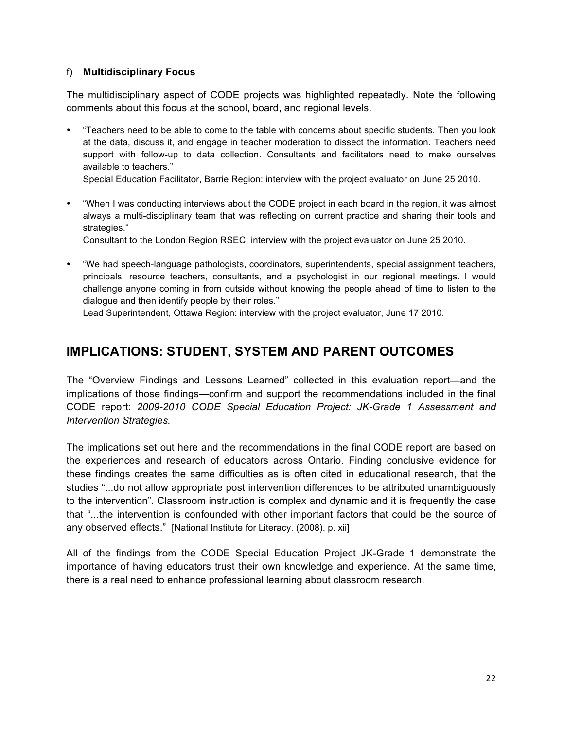f) **Multidisciplinary Focus**

The multidisciplinary aspect of CODE projects was highlighted repeatedly. Note the following comments about this focus at the school, board, and regional levels.

- "Teachers need to be able to come to the table with concerns about specific students. Then you look at the data, discuss it, and engage in teacher moderation to dissect the information. Teachers need support with follow-up to data collection. Consultants and facilitators need to make ourselves available to teachers."
  Special Education Facilitator, Barrie Region: interview with the project evaluator on June 25 2010.

- "When I was conducting interviews about the CODE project in each board in the region, it was almost always a multi-disciplinary team that was reflecting on current practice and sharing their tools and strategies."
  Consultant to the London Region RSEC: interview with the project evaluator on June 25 2010.

- "We had speech-language pathologists, coordinators, superintendents, special assignment teachers, principals, resource teachers, consultants, and a psychologist in our regional meetings. I would challenge anyone coming in from outside without knowing the people ahead of time to listen to the dialogue and then identify people by their roles."
  Lead Superintendent, Ottawa Region: interview with the project evaluator, June 17 2010.

## IMPLICATIONS: STUDENT, SYSTEM AND PARENT OUTCOMES

The "Overview Findings and Lessons Learned" collected in this evaluation report—and the implications of those findings—confirm and support the recommendations included in the final CODE report: *2009-2010 CODE Special Education Project: JK-Grade 1 Assessment and Intervention Strategies.*

The implications set out here and the recommendations in the final CODE report are based on the experiences and research of educators across Ontario. Finding conclusive evidence for these findings creates the same difficulties as is often cited in educational research, that the studies "...do not allow appropriate post intervention differences to be attributed unambiguously to the intervention". Classroom instruction is complex and dynamic and it is frequently the case that "...the intervention is confounded with other important factors that could be the source of any observed effects." [National Institute for Literacy. (2008). p. xii]

All of the findings from the CODE Special Education Project JK-Grade 1 demonstrate the importance of having educators trust their own knowledge and experience. At the same time, there is a real need to enhance professional learning about classroom research.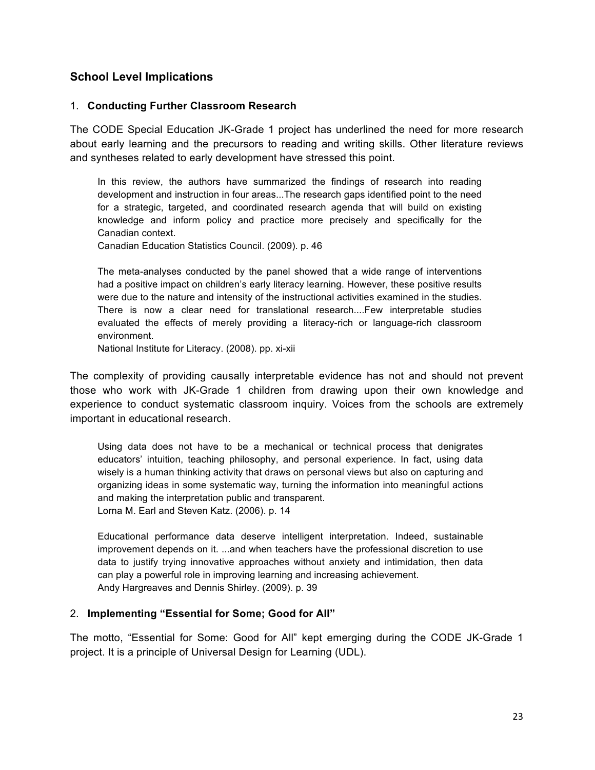## School Level Implications

### 1. Conducting Further Classroom Research

The CODE Special Education JK-Grade 1 project has underlined the need for more research about early learning and the precursors to reading and writing skills. Other literature reviews and syntheses related to early development have stressed this point.

> In this review, the authors have summarized the findings of research into reading development and instruction in four areas...The research gaps identified point to the need for a strategic, targeted, and coordinated research agenda that will build on existing knowledge and inform policy and practice more precisely and specifically for the Canadian context.
> Canadian Education Statistics Council. (2009). p. 46

> The meta-analyses conducted by the panel showed that a wide range of interventions had a positive impact on children's early literacy learning. However, these positive results were due to the nature and intensity of the instructional activities examined in the studies. There is now a clear need for translational research....Few interpretable studies evaluated the effects of merely providing a literacy-rich or language-rich classroom environment.
> National Institute for Literacy. (2008). pp. xi-xii

The complexity of providing causally interpretable evidence has not and should not prevent those who work with JK-Grade 1 children from drawing upon their own knowledge and experience to conduct systematic classroom inquiry. Voices from the schools are extremely important in educational research.

> Using data does not have to be a mechanical or technical process that denigrates educators' intuition, teaching philosophy, and personal experience. In fact, using data wisely is a human thinking activity that draws on personal views but also on capturing and organizing ideas in some systematic way, turning the information into meaningful actions and making the interpretation public and transparent.
> Lorna M. Earl and Steven Katz. (2006). p. 14

> Educational performance data deserve intelligent interpretation. Indeed, sustainable improvement depends on it. ...and when teachers have the professional discretion to use data to justify trying innovative approaches without anxiety and intimidation, then data can play a powerful role in improving learning and increasing achievement.
> Andy Hargreaves and Dennis Shirley. (2009). p. 39

### 2. Implementing "Essential for Some; Good for All"

The motto, "Essential for Some: Good for All" kept emerging during the CODE JK-Grade 1 project. It is a principle of Universal Design for Learning (UDL).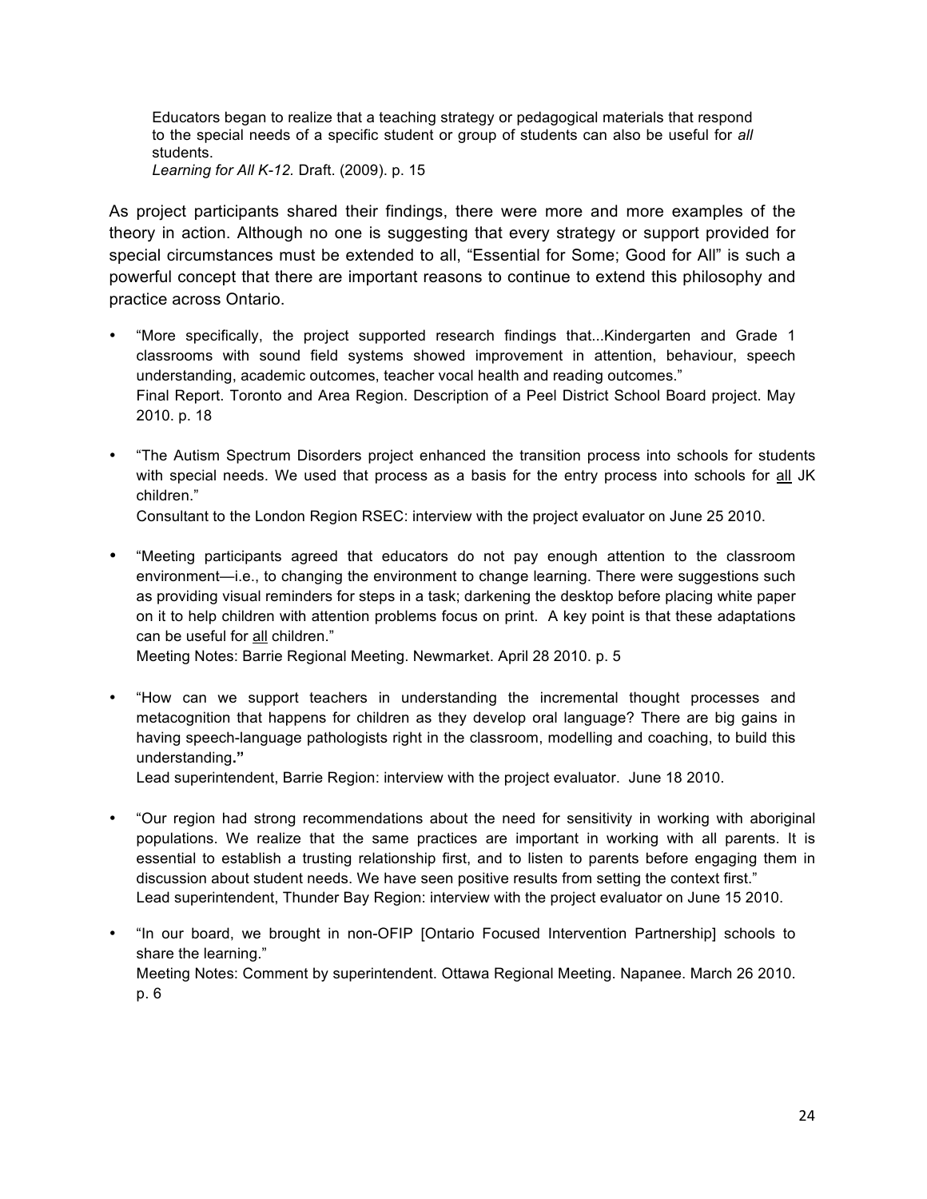> Educators began to realize that a teaching strategy or pedagogical materials that respond to the special needs of a specific student or group of students can also be useful for *all* students.
> *Learning for All K-12.* Draft. (2009). p. 15

As project participants shared their findings, there were more and more examples of the theory in action. Although no one is suggesting that every strategy or support provided for special circumstances must be extended to all, “Essential for Some; Good for All” is such a powerful concept that there are important reasons to continue to extend this philosophy and practice across Ontario.

- “More specifically, the project supported research findings that...Kindergarten and Grade 1 classrooms with sound field systems showed improvement in attention, behaviour, speech understanding, academic outcomes, teacher vocal health and reading outcomes.”
  Final Report. Toronto and Area Region. Description of a Peel District School Board project. May 2010. p. 18

- “The Autism Spectrum Disorders project enhanced the transition process into schools for students with special needs. We used that process as a basis for the entry process into schools for <u>all</u> JK children.”
  Consultant to the London Region RSEC: interview with the project evaluator on June 25 2010.

- “Meeting participants agreed that educators do not pay enough attention to the classroom environment—i.e., to changing the environment to change learning. There were suggestions such as providing visual reminders for steps in a task; darkening the desktop before placing white paper on it to help children with attention problems focus on print. A key point is that these adaptations can be useful for <u>all</u> children.”
  Meeting Notes: Barrie Regional Meeting. Newmarket. April 28 2010. p. 5

- “How can we support teachers in understanding the incremental thought processes and metacognition that happens for children as they develop oral language? There are big gains in having speech-language pathologists right in the classroom, modelling and coaching, to build this understanding**.”**
  Lead superintendent, Barrie Region: interview with the project evaluator. June 18 2010.

- “Our region had strong recommendations about the need for sensitivity in working with aboriginal populations. We realize that the same practices are important in working with all parents. It is essential to establish a trusting relationship first, and to listen to parents before engaging them in discussion about student needs. We have seen positive results from setting the context first.”
  Lead superintendent, Thunder Bay Region: interview with the project evaluator on June 15 2010.

- “In our board, we brought in non-OFIP [Ontario Focused Intervention Partnership] schools to share the learning.”
  Meeting Notes: Comment by superintendent. Ottawa Regional Meeting. Napanee. March 26 2010. p. 6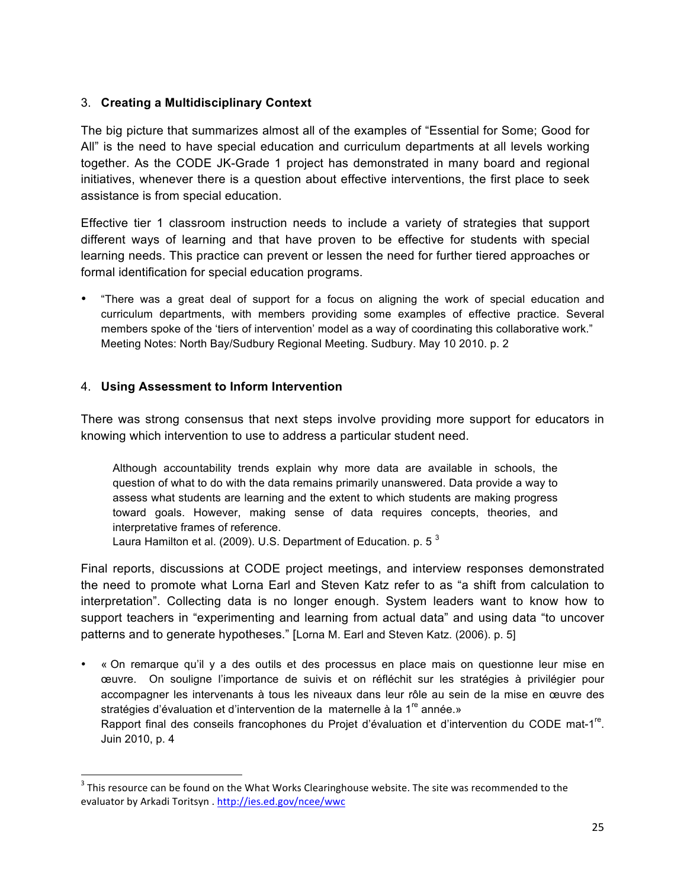3. **Creating a Multidisciplinary Context**

The big picture that summarizes almost all of the examples of "Essential for Some; Good for All" is the need to have special education and curriculum departments at all levels working together. As the CODE JK-Grade 1 project has demonstrated in many board and regional initiatives, whenever there is a question about effective interventions, the first place to seek assistance is from special education.

Effective tier 1 classroom instruction needs to include a variety of strategies that support different ways of learning and that have proven to be effective for students with special learning needs. This practice can prevent or lessen the need for further tiered approaches or formal identification for special education programs.

- "There was a great deal of support for a focus on aligning the work of special education and curriculum departments, with members providing some examples of effective practice. Several members spoke of the 'tiers of intervention' model as a way of coordinating this collaborative work." Meeting Notes: North Bay/Sudbury Regional Meeting. Sudbury. May 10 2010. p. 2

4. **Using Assessment to Inform Intervention**

There was strong consensus that next steps involve providing more support for educators in knowing which intervention to use to address a particular student need.

> Although accountability trends explain why more data are available in schools, the question of what to do with the data remains primarily unanswered. Data provide a way to assess what students are learning and the extent to which students are making progress toward goals. However, making sense of data requires concepts, theories, and interpretative frames of reference.
> Laura Hamilton et al. (2009). U.S. Department of Education. p. 5 [3]

Final reports, discussions at CODE project meetings, and interview responses demonstrated the need to promote what Lorna Earl and Steven Katz refer to as "a shift from calculation to interpretation". Collecting data is no longer enough. System leaders want to know how to support teachers in "experimenting and learning from actual data" and using data "to uncover patterns and to generate hypotheses." [Lorna M. Earl and Steven Katz. (2006). p. 5]

- « On remarque qu'il y a des outils et des processus en place mais on questionne leur mise en œuvre. On souligne l'importance de suivis et on réfléchit sur les stratégies à privilégier pour accompagner les intervenants à tous les niveaux dans leur rôle au sein de la mise en œuvre des stratégies d'évaluation et d'intervention de la maternelle à la 1re année.»
  Rapport final des conseils francophones du Projet d'évaluation et d'intervention du CODE mat-1re. Juin 2010, p. 4

---

[3] This resource can be found on the What Works Clearinghouse website. The site was recommended to the evaluator by Arkadi Toritsyn . http://ies.ed.gov/ncee/wwc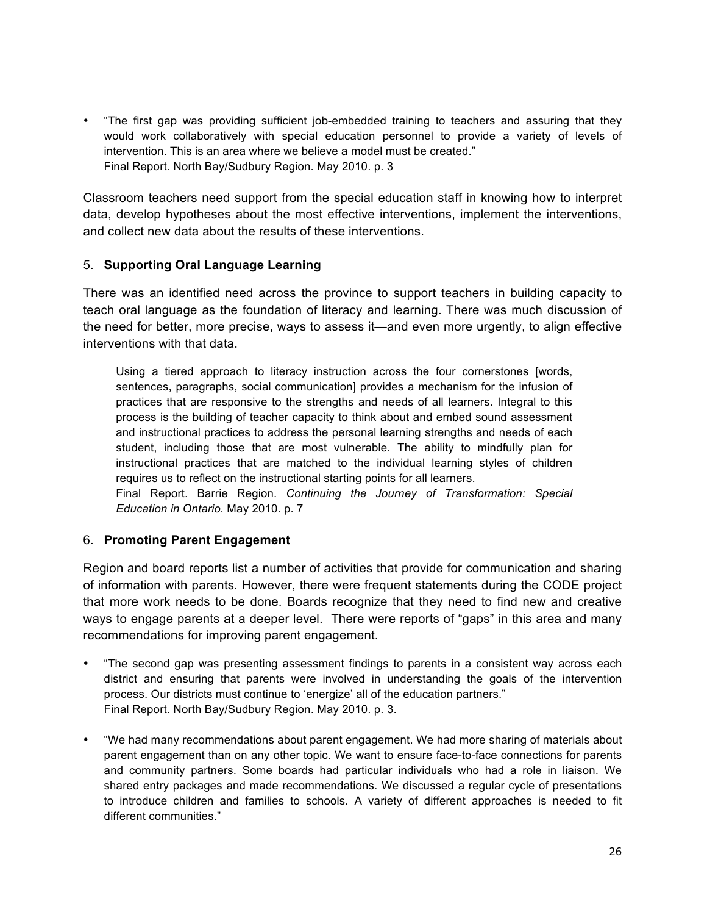- "The first gap was providing sufficient job-embedded training to teachers and assuring that they would work collaboratively with special education personnel to provide a variety of levels of intervention. This is an area where we believe a model must be created."
  Final Report. North Bay/Sudbury Region. May 2010. p. 3

Classroom teachers need support from the special education staff in knowing how to interpret data, develop hypotheses about the most effective interventions, implement the interventions, and collect new data about the results of these interventions.

5. **Supporting Oral Language Learning**

There was an identified need across the province to support teachers in building capacity to teach oral language as the foundation of literacy and learning. There was much discussion of the need for better, more precise, ways to assess it—and even more urgently, to align effective interventions with that data.

> Using a tiered approach to literacy instruction across the four cornerstones [words, sentences, paragraphs, social communication] provides a mechanism for the infusion of practices that are responsive to the strengths and needs of all learners. Integral to this process is the building of teacher capacity to think about and embed sound assessment and instructional practices to address the personal learning strengths and needs of each student, including those that are most vulnerable. The ability to mindfully plan for instructional practices that are matched to the individual learning styles of children requires us to reflect on the instructional starting points for all learners.
> Final Report. Barrie Region. *Continuing the Journey of Transformation: Special Education in Ontario.* May 2010. p. 7

6. **Promoting Parent Engagement**

Region and board reports list a number of activities that provide for communication and sharing of information with parents. However, there were frequent statements during the CODE project that more work needs to be done. Boards recognize that they need to find new and creative ways to engage parents at a deeper level. There were reports of "gaps" in this area and many recommendations for improving parent engagement.

- "The second gap was presenting assessment findings to parents in a consistent way across each district and ensuring that parents were involved in understanding the goals of the intervention process. Our districts must continue to 'energize' all of the education partners."
  Final Report. North Bay/Sudbury Region. May 2010. p. 3.

- "We had many recommendations about parent engagement. We had more sharing of materials about parent engagement than on any other topic. We want to ensure face-to-face connections for parents and community partners. Some boards had particular individuals who had a role in liaison. We shared entry packages and made recommendations. We discussed a regular cycle of presentations to introduce children and families to schools. A variety of different approaches is needed to fit different communities."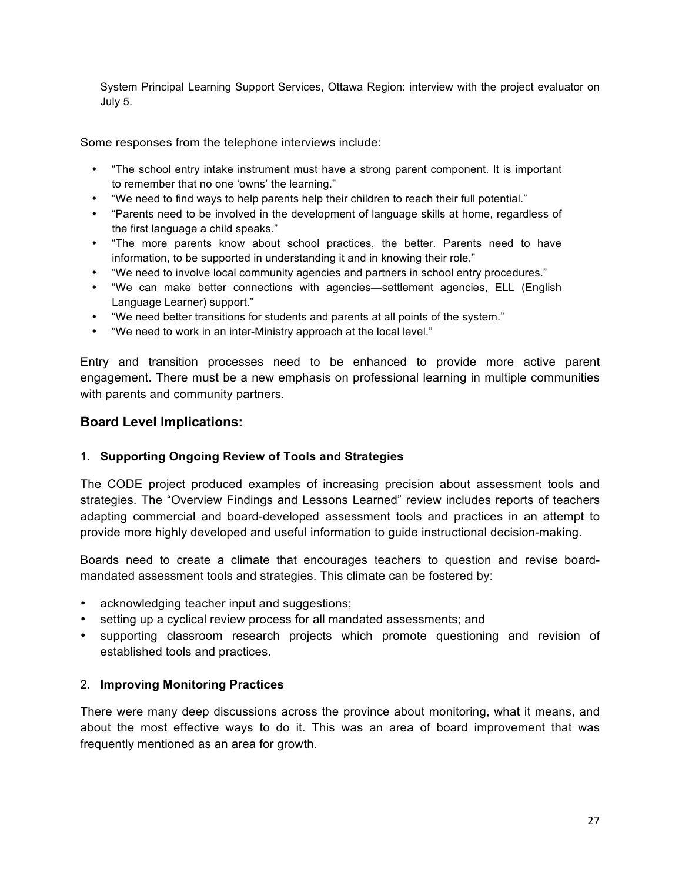System Principal Learning Support Services, Ottawa Region: interview with the project evaluator on July 5.

Some responses from the telephone interviews include:

- "The school entry intake instrument must have a strong parent component. It is important to remember that no one 'owns' the learning."
- "We need to find ways to help parents help their children to reach their full potential."
- "Parents need to be involved in the development of language skills at home, regardless of the first language a child speaks."
- "The more parents know about school practices, the better. Parents need to have information, to be supported in understanding it and in knowing their role."
- "We need to involve local community agencies and partners in school entry procedures."
- "We can make better connections with agencies—settlement agencies, ELL (English Language Learner) support."
- "We need better transitions for students and parents at all points of the system."
- "We need to work in an inter-Ministry approach at the local level."

Entry and transition processes need to be enhanced to provide more active parent engagement. There must be a new emphasis on professional learning in multiple communities with parents and community partners.

## Board Level Implications:

1. **Supporting Ongoing Review of Tools and Strategies**

The CODE project produced examples of increasing precision about assessment tools and strategies. The "Overview Findings and Lessons Learned" review includes reports of teachers adapting commercial and board-developed assessment tools and practices in an attempt to provide more highly developed and useful information to guide instructional decision-making.

Boards need to create a climate that encourages teachers to question and revise board-mandated assessment tools and strategies. This climate can be fostered by:

- acknowledging teacher input and suggestions;
- setting up a cyclical review process for all mandated assessments; and
- supporting classroom research projects which promote questioning and revision of established tools and practices.

2. **Improving Monitoring Practices**

There were many deep discussions across the province about monitoring, what it means, and about the most effective ways to do it. This was an area of board improvement that was frequently mentioned as an area for growth.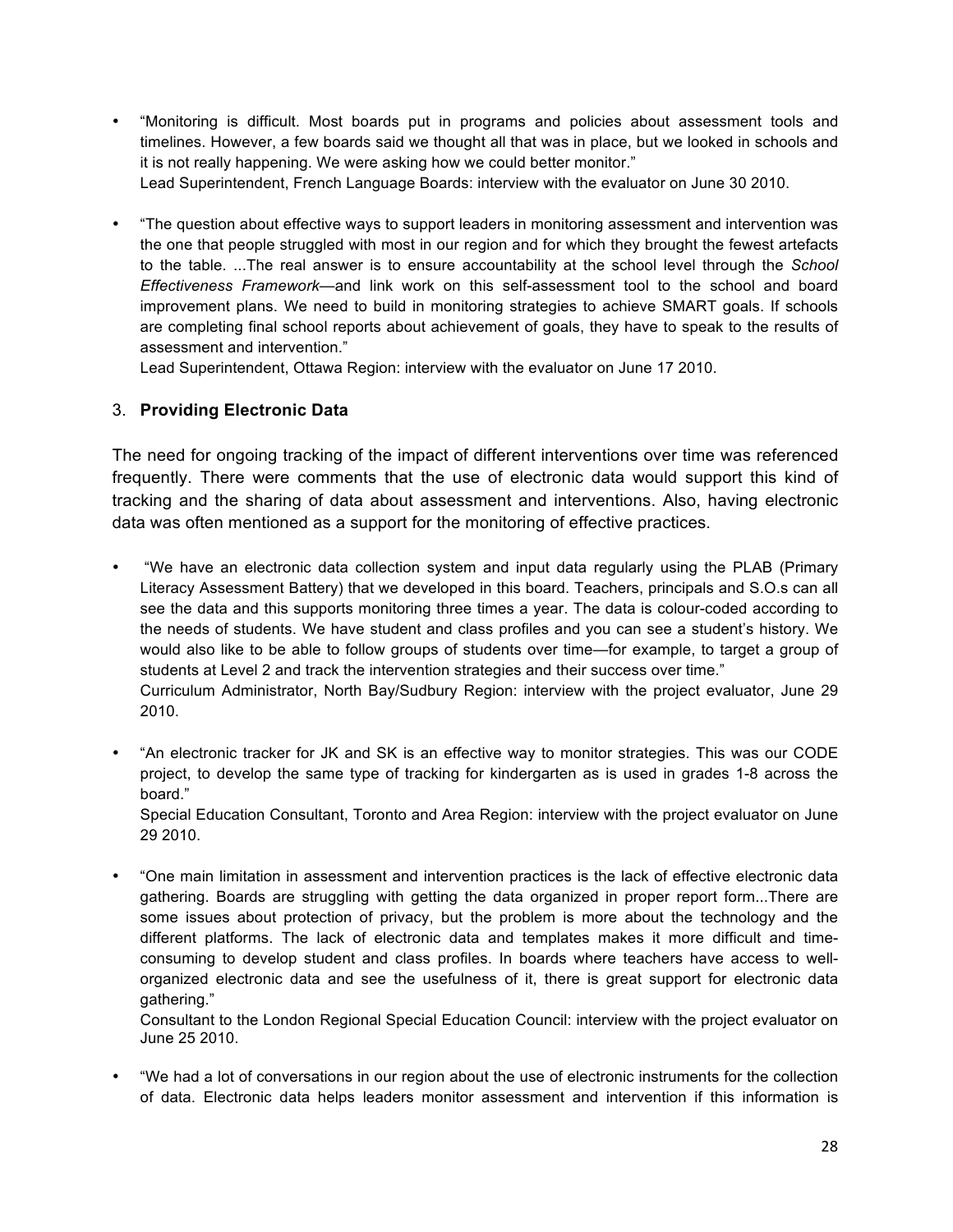- "Monitoring is difficult. Most boards put in programs and policies about assessment tools and timelines. However, a few boards said we thought all that was in place, but we looked in schools and it is not really happening. We were asking how we could better monitor."
  Lead Superintendent, French Language Boards: interview with the evaluator on June 30 2010.

- "The question about effective ways to support leaders in monitoring assessment and intervention was the one that people struggled with most in our region and for which they brought the fewest artefacts to the table. ...The real answer is to ensure accountability at the school level through the *School Effectiveness Framework*—and link work on this self-assessment tool to the school and board improvement plans. We need to build in monitoring strategies to achieve SMART goals. If schools are completing final school reports about achievement of goals, they have to speak to the results of assessment and intervention."
  Lead Superintendent, Ottawa Region: interview with the evaluator on June 17 2010.

3. **Providing Electronic Data**

The need for ongoing tracking of the impact of different interventions over time was referenced frequently. There were comments that the use of electronic data would support this kind of tracking and the sharing of data about assessment and interventions. Also, having electronic data was often mentioned as a support for the monitoring of effective practices.

- "We have an electronic data collection system and input data regularly using the PLAB (Primary Literacy Assessment Battery) that we developed in this board. Teachers, principals and S.O.s can all see the data and this supports monitoring three times a year. The data is colour-coded according to the needs of students. We have student and class profiles and you can see a student's history. We would also like to be able to follow groups of students over time—for example, to target a group of students at Level 2 and track the intervention strategies and their success over time."
  Curriculum Administrator, North Bay/Sudbury Region: interview with the project evaluator, June 29 2010.

- "An electronic tracker for JK and SK is an effective way to monitor strategies. This was our CODE project, to develop the same type of tracking for kindergarten as is used in grades 1-8 across the board."
  Special Education Consultant, Toronto and Area Region: interview with the project evaluator on June 29 2010.

- "One main limitation in assessment and intervention practices is the lack of effective electronic data gathering. Boards are struggling with getting the data organized in proper report form...There are some issues about protection of privacy, but the problem is more about the technology and the different platforms. The lack of electronic data and templates makes it more difficult and time-consuming to develop student and class profiles. In boards where teachers have access to well-organized electronic data and see the usefulness of it, there is great support for electronic data gathering."
  Consultant to the London Regional Special Education Council: interview with the project evaluator on June 25 2010.

- "We had a lot of conversations in our region about the use of electronic instruments for the collection of data. Electronic data helps leaders monitor assessment and intervention if this information is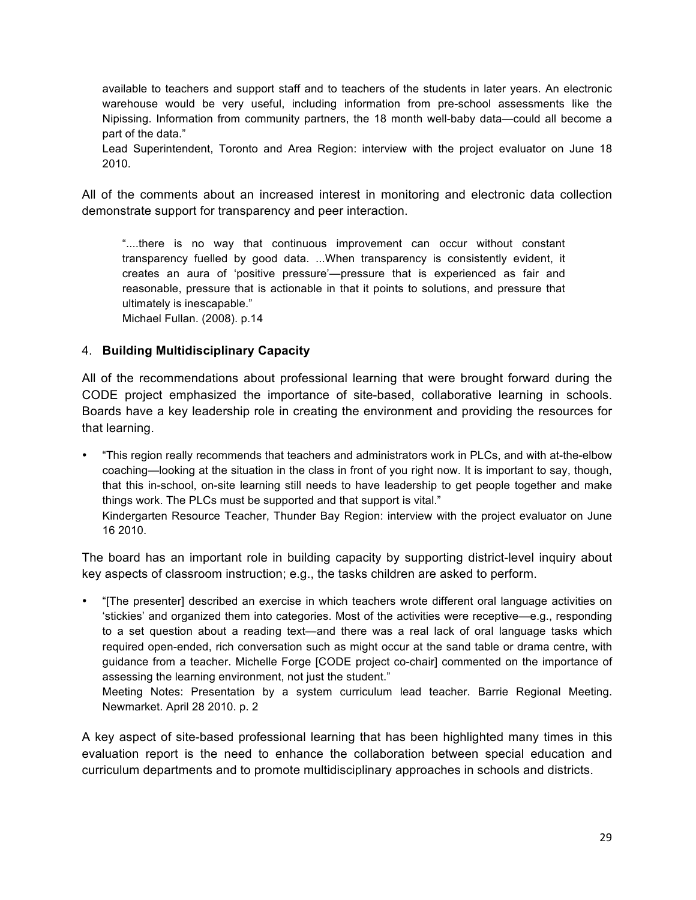> available to teachers and support staff and to teachers of the students in later years. An electronic warehouse would be very useful, including information from pre-school assessments like the Nipissing. Information from community partners, the 18 month well-baby data—could all become a part of the data."
>
> Lead Superintendent, Toronto and Area Region: interview with the project evaluator on June 18 2010.

All of the comments about an increased interest in monitoring and electronic data collection demonstrate support for transparency and peer interaction.

> "....there is no way that continuous improvement can occur without constant transparency fuelled by good data. ...When transparency is consistently evident, it creates an aura of 'positive pressure'—pressure that is experienced as fair and reasonable, pressure that is actionable in that it points to solutions, and pressure that ultimately is inescapable."
>
> Michael Fullan. (2008). p.14

4. **Building Multidisciplinary Capacity**

All of the recommendations about professional learning that were brought forward during the CODE project emphasized the importance of site-based, collaborative learning in schools. Boards have a key leadership role in creating the environment and providing the resources for that learning.

- "This region really recommends that teachers and administrators work in PLCs, and with at-the-elbow coaching—looking at the situation in the class in front of you right now. It is important to say, though, that this in-school, on-site learning still needs to have leadership to get people together and make things work. The PLCs must be supported and that support is vital."
  Kindergarten Resource Teacher, Thunder Bay Region: interview with the project evaluator on June 16 2010.

The board has an important role in building capacity by supporting district-level inquiry about key aspects of classroom instruction; e.g., the tasks children are asked to perform.

- "[The presenter] described an exercise in which teachers wrote different oral language activities on 'stickies' and organized them into categories. Most of the activities were receptive—e.g., responding to a set question about a reading text—and there was a real lack of oral language tasks which required open-ended, rich conversation such as might occur at the sand table or drama centre, with guidance from a teacher. Michelle Forge [CODE project co-chair] commented on the importance of assessing the learning environment, not just the student."
  Meeting Notes: Presentation by a system curriculum lead teacher. Barrie Regional Meeting. Newmarket. April 28 2010. p. 2

A key aspect of site-based professional learning that has been highlighted many times in this evaluation report is the need to enhance the collaboration between special education and curriculum departments and to promote multidisciplinary approaches in schools and districts.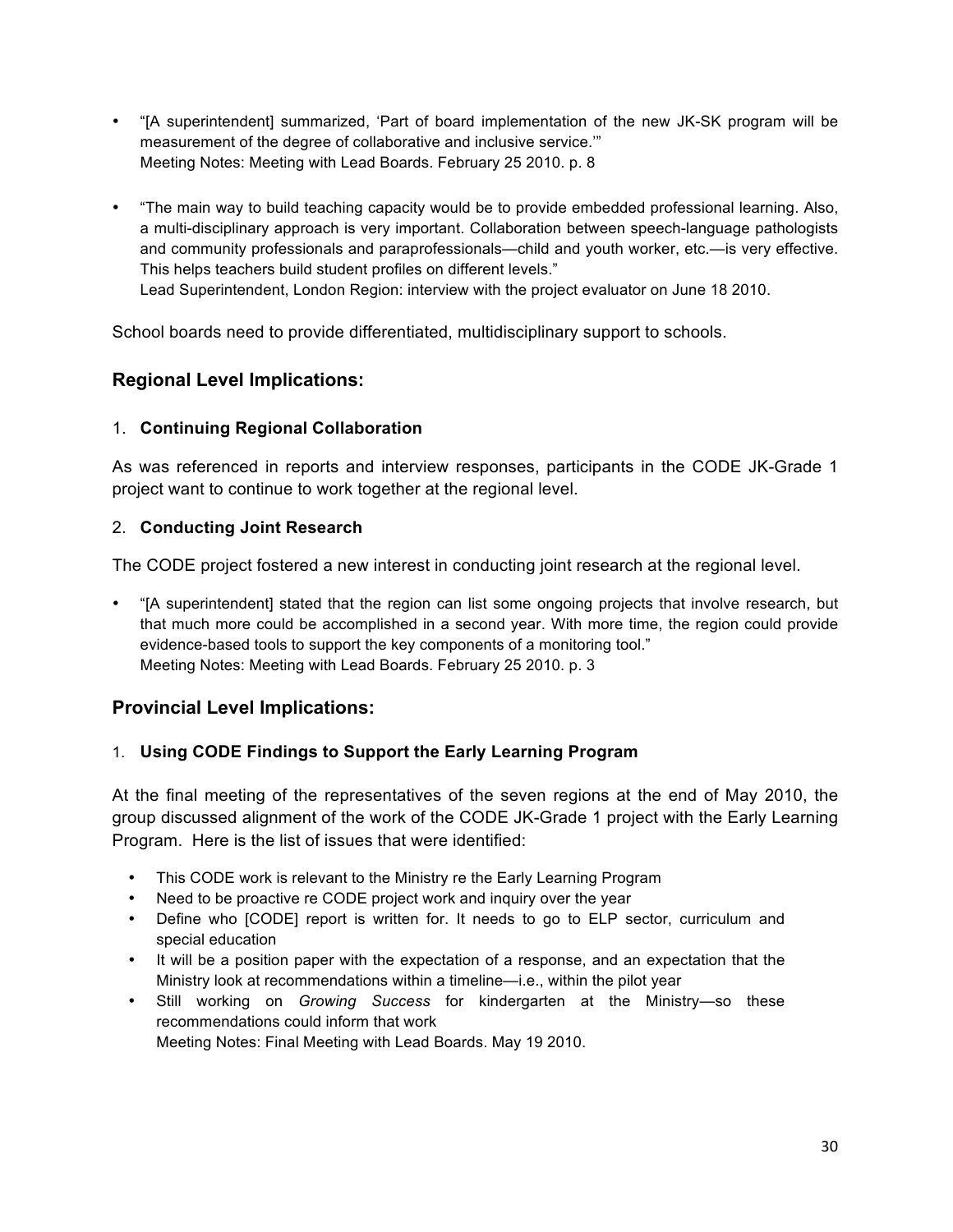- "[A superintendent] summarized, 'Part of board implementation of the new JK-SK program will be measurement of the degree of collaborative and inclusive service.'"
  Meeting Notes: Meeting with Lead Boards. February 25 2010. p. 8

- "The main way to build teaching capacity would be to provide embedded professional learning. Also, a multi-disciplinary approach is very important. Collaboration between speech-language pathologists and community professionals and paraprofessionals—child and youth worker, etc.—is very effective. This helps teachers build student profiles on different levels."
  Lead Superintendent, London Region: interview with the project evaluator on June 18 2010.

School boards need to provide differentiated, multidisciplinary support to schools.

## Regional Level Implications:

1. **Continuing Regional Collaboration**

As was referenced in reports and interview responses, participants in the CODE JK-Grade 1 project want to continue to work together at the regional level.

2. **Conducting Joint Research**

The CODE project fostered a new interest in conducting joint research at the regional level.

- "[A superintendent] stated that the region can list some ongoing projects that involve research, but that much more could be accomplished in a second year. With more time, the region could provide evidence-based tools to support the key components of a monitoring tool."
  Meeting Notes: Meeting with Lead Boards. February 25 2010. p. 3

## Provincial Level Implications:

1. **Using CODE Findings to Support the Early Learning Program**

At the final meeting of the representatives of the seven regions at the end of May 2010, the group discussed alignment of the work of the CODE JK-Grade 1 project with the Early Learning Program. Here is the list of issues that were identified:

- This CODE work is relevant to the Ministry re the Early Learning Program
- Need to be proactive re CODE project work and inquiry over the year
- Define who [CODE] report is written for. It needs to go to ELP sector, curriculum and special education
- It will be a position paper with the expectation of a response, and an expectation that the Ministry look at recommendations within a timeline—i.e., within the pilot year
- Still working on *Growing Success* for kindergarten at the Ministry—so these recommendations could inform that work
  Meeting Notes: Final Meeting with Lead Boards. May 19 2010.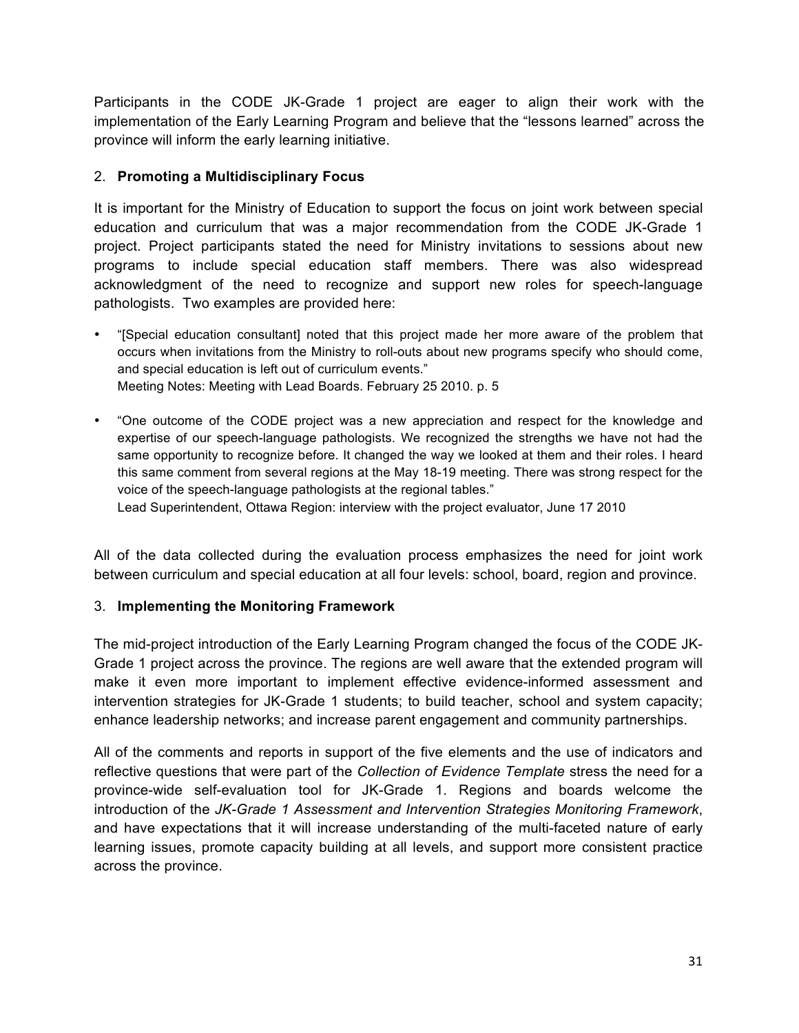Participants in the CODE JK-Grade 1 project are eager to align their work with the implementation of the Early Learning Program and believe that the "lessons learned" across the province will inform the early learning initiative.

2. **Promoting a Multidisciplinary Focus**

It is important for the Ministry of Education to support the focus on joint work between special education and curriculum that was a major recommendation from the CODE JK-Grade 1 project. Project participants stated the need for Ministry invitations to sessions about new programs to include special education staff members. There was also widespread acknowledgment of the need to recognize and support new roles for speech-language pathologists. Two examples are provided here:

- "[Special education consultant] noted that this project made her more aware of the problem that occurs when invitations from the Ministry to roll-outs about new programs specify who should come, and special education is left out of curriculum events."
  Meeting Notes: Meeting with Lead Boards. February 25 2010. p. 5

- "One outcome of the CODE project was a new appreciation and respect for the knowledge and expertise of our speech-language pathologists. We recognized the strengths we have not had the same opportunity to recognize before. It changed the way we looked at them and their roles. I heard this same comment from several regions at the May 18-19 meeting. There was strong respect for the voice of the speech-language pathologists at the regional tables."
  Lead Superintendent, Ottawa Region: interview with the project evaluator, June 17 2010

All of the data collected during the evaluation process emphasizes the need for joint work between curriculum and special education at all four levels: school, board, region and province.

3. **Implementing the Monitoring Framework**

The mid-project introduction of the Early Learning Program changed the focus of the CODE JK-Grade 1 project across the province. The regions are well aware that the extended program will make it even more important to implement effective evidence-informed assessment and intervention strategies for JK-Grade 1 students; to build teacher, school and system capacity; enhance leadership networks; and increase parent engagement and community partnerships.

All of the comments and reports in support of the five elements and the use of indicators and reflective questions that were part of the *Collection of Evidence Template* stress the need for a province-wide self-evaluation tool for JK-Grade 1. Regions and boards welcome the introduction of the *JK-Grade 1 Assessment and Intervention Strategies Monitoring Framework*, and have expectations that it will increase understanding of the multi-faceted nature of early learning issues, promote capacity building at all levels, and support more consistent practice across the province.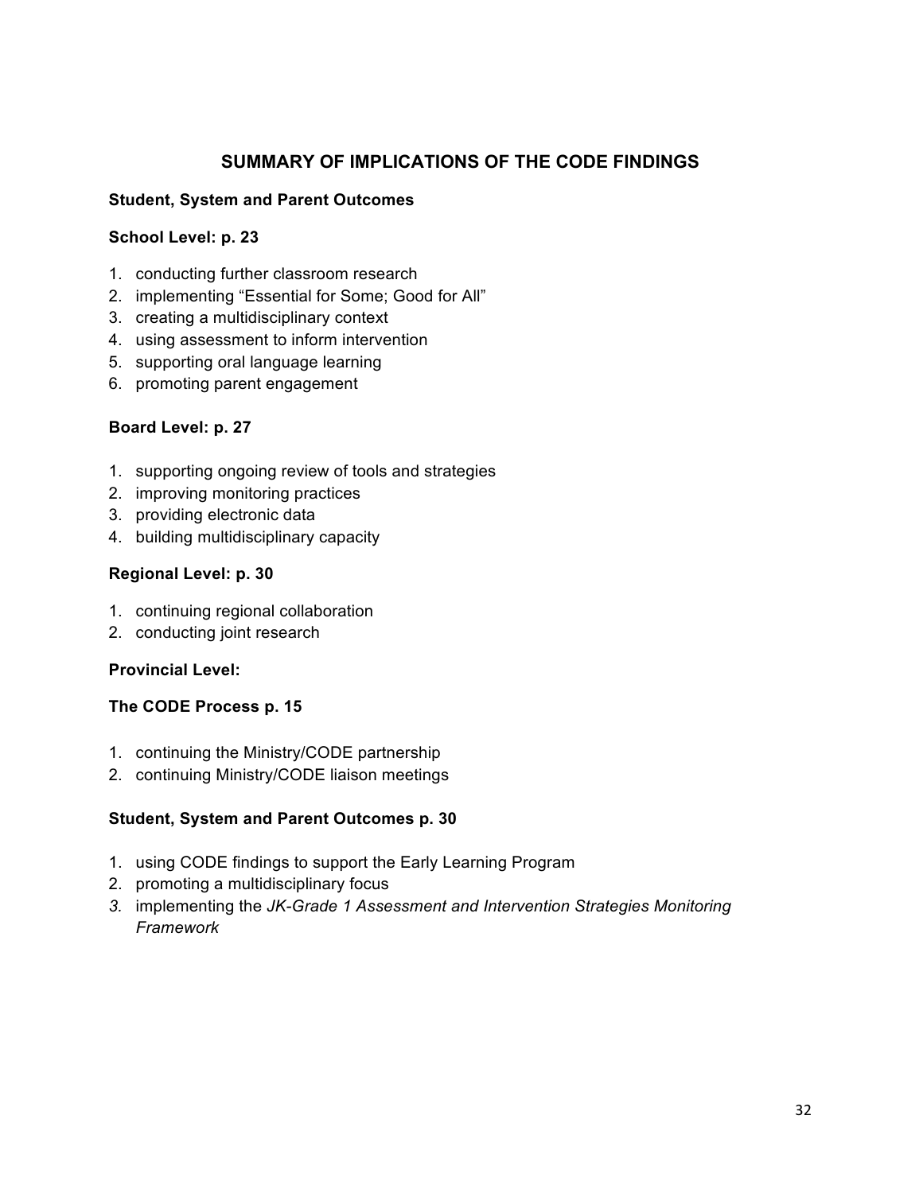## SUMMARY OF IMPLICATIONS OF THE CODE FINDINGS

**Student, System and Parent Outcomes**

**School Level: p. 23**

1. conducting further classroom research
2. implementing "Essential for Some; Good for All"
3. creating a multidisciplinary context
4. using assessment to inform intervention
5. supporting oral language learning
6. promoting parent engagement

**Board Level: p. 27**

1. supporting ongoing review of tools and strategies
2. improving monitoring practices
3. providing electronic data
4. building multidisciplinary capacity

**Regional Level: p. 30**

1. continuing regional collaboration
2. conducting joint research

**Provincial Level:**

**The CODE Process p. 15**

1. continuing the Ministry/CODE partnership
2. continuing Ministry/CODE liaison meetings

**Student, System and Parent Outcomes p. 30**

1. using CODE findings to support the Early Learning Program
2. promoting a multidisciplinary focus
3. implementing the *JK-Grade 1 Assessment and Intervention Strategies Monitoring Framework*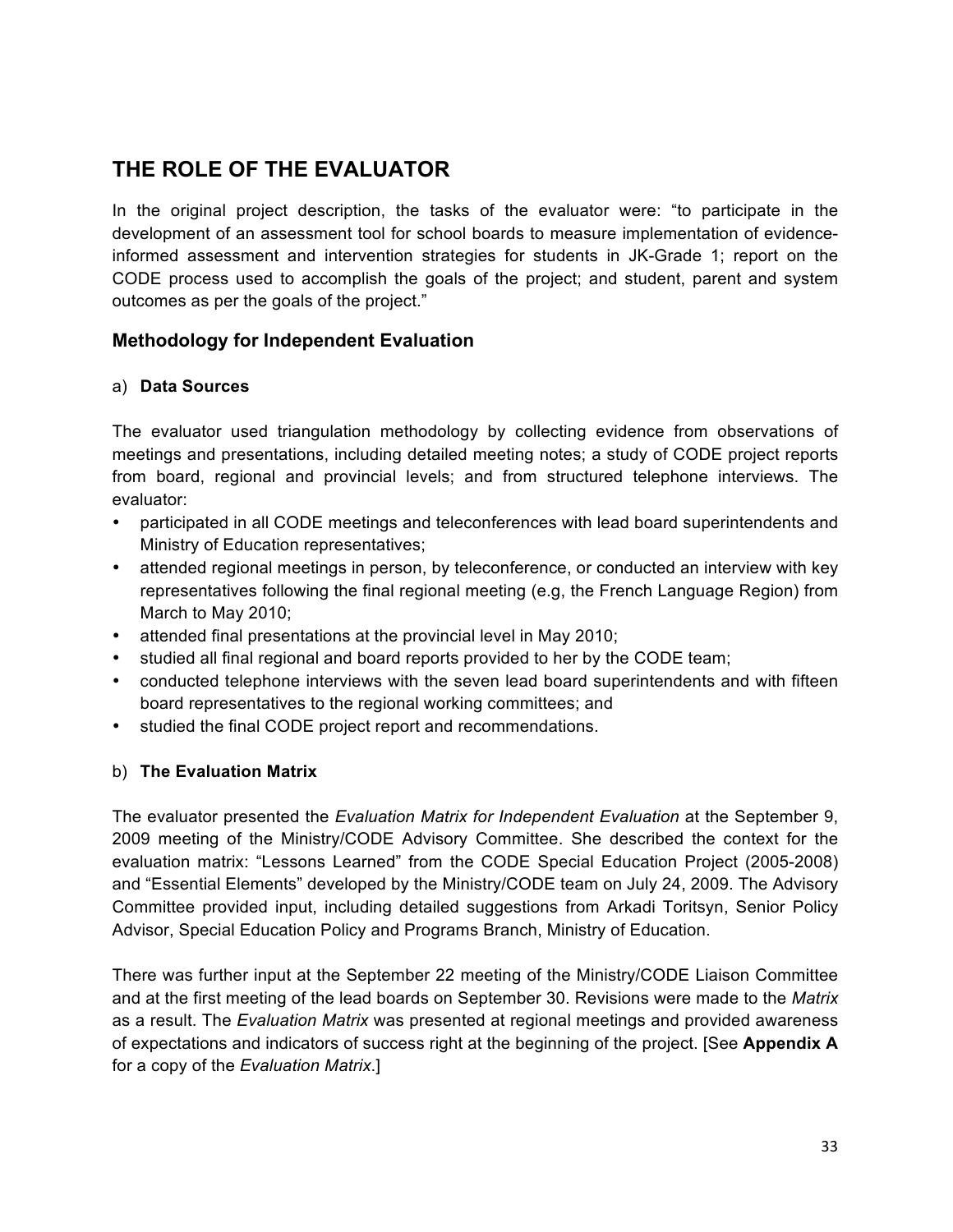## THE ROLE OF THE EVALUATOR

In the original project description, the tasks of the evaluator were: "to participate in the development of an assessment tool for school boards to measure implementation of evidence-informed assessment and intervention strategies for students in JK-Grade 1; report on the CODE process used to accomplish the goals of the project; and student, parent and system outcomes as per the goals of the project."

### Methodology for Independent Evaluation

a) **Data Sources**

The evaluator used triangulation methodology by collecting evidence from observations of meetings and presentations, including detailed meeting notes; a study of CODE project reports from board, regional and provincial levels; and from structured telephone interviews. The evaluator:

- participated in all CODE meetings and teleconferences with lead board superintendents and Ministry of Education representatives;
- attended regional meetings in person, by teleconference, or conducted an interview with key representatives following the final regional meeting (e.g, the French Language Region) from March to May 2010;
- attended final presentations at the provincial level in May 2010;
- studied all final regional and board reports provided to her by the CODE team;
- conducted telephone interviews with the seven lead board superintendents and with fifteen board representatives to the regional working committees; and
- studied the final CODE project report and recommendations.

b) **The Evaluation Matrix**

The evaluator presented the *Evaluation Matrix for Independent Evaluation* at the September 9, 2009 meeting of the Ministry/CODE Advisory Committee. She described the context for the evaluation matrix: "Lessons Learned" from the CODE Special Education Project (2005-2008) and "Essential Elements" developed by the Ministry/CODE team on July 24, 2009. The Advisory Committee provided input, including detailed suggestions from Arkadi Toritsyn, Senior Policy Advisor, Special Education Policy and Programs Branch, Ministry of Education.

There was further input at the September 22 meeting of the Ministry/CODE Liaison Committee and at the first meeting of the lead boards on September 30. Revisions were made to the *Matrix* as a result. The *Evaluation Matrix* was presented at regional meetings and provided awareness of expectations and indicators of success right at the beginning of the project. [See **Appendix A** for a copy of the *Evaluation Matrix*.]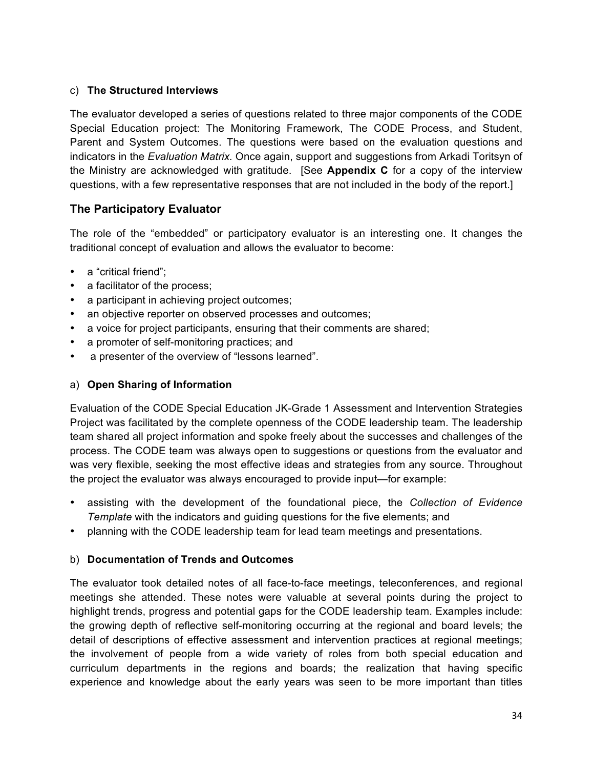c) **The Structured Interviews**

The evaluator developed a series of questions related to three major components of the CODE Special Education project: The Monitoring Framework, The CODE Process, and Student, Parent and System Outcomes. The questions were based on the evaluation questions and indicators in the *Evaluation Matrix.* Once again, support and suggestions from Arkadi Toritsyn of the Ministry are acknowledged with gratitude. [See **Appendix C** for a copy of the interview questions, with a few representative responses that are not included in the body of the report.]

## The Participatory Evaluator

The role of the "embedded" or participatory evaluator is an interesting one. It changes the traditional concept of evaluation and allows the evaluator to become:

- a "critical friend";
- a facilitator of the process;
- a participant in achieving project outcomes;
- an objective reporter on observed processes and outcomes;
- a voice for project participants, ensuring that their comments are shared;
- a promoter of self-monitoring practices; and
- a presenter of the overview of "lessons learned".

a) **Open Sharing of Information**

Evaluation of the CODE Special Education JK-Grade 1 Assessment and Intervention Strategies Project was facilitated by the complete openness of the CODE leadership team. The leadership team shared all project information and spoke freely about the successes and challenges of the process. The CODE team was always open to suggestions or questions from the evaluator and was very flexible, seeking the most effective ideas and strategies from any source. Throughout the project the evaluator was always encouraged to provide input—for example:

- assisting with the development of the foundational piece, the *Collection of Evidence Template* with the indicators and guiding questions for the five elements; and
- planning with the CODE leadership team for lead team meetings and presentations.

b) **Documentation of Trends and Outcomes**

The evaluator took detailed notes of all face-to-face meetings, teleconferences, and regional meetings she attended. These notes were valuable at several points during the project to highlight trends, progress and potential gaps for the CODE leadership team. Examples include: the growing depth of reflective self-monitoring occurring at the regional and board levels; the detail of descriptions of effective assessment and intervention practices at regional meetings; the involvement of people from a wide variety of roles from both special education and curriculum departments in the regions and boards; the realization that having specific experience and knowledge about the early years was seen to be more important than titles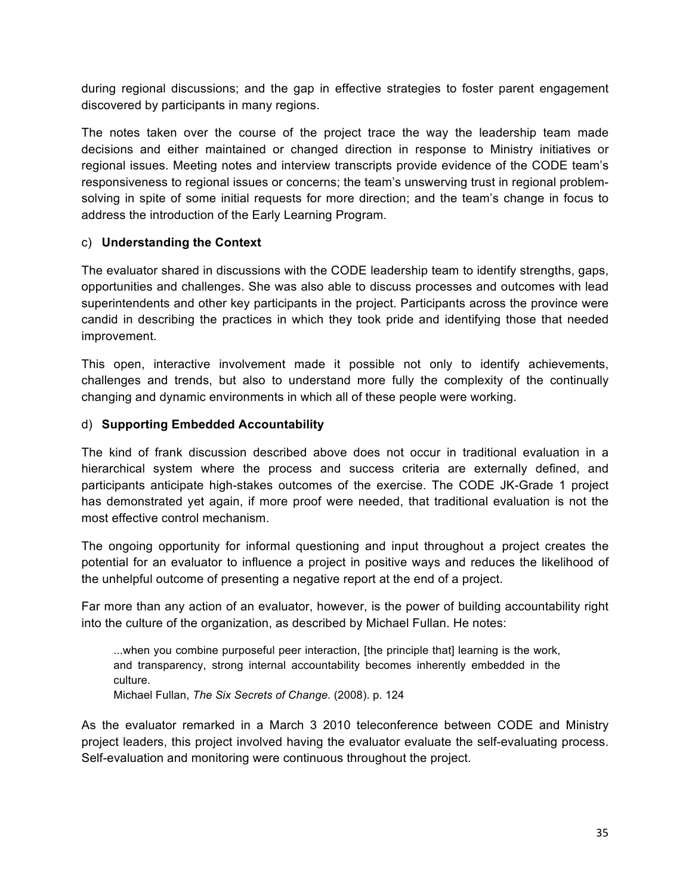during regional discussions; and the gap in effective strategies to foster parent engagement discovered by participants in many regions.

The notes taken over the course of the project trace the way the leadership team made decisions and either maintained or changed direction in response to Ministry initiatives or regional issues. Meeting notes and interview transcripts provide evidence of the CODE team's responsiveness to regional issues or concerns; the team's unswerving trust in regional problem-solving in spite of some initial requests for more direction; and the team's change in focus to address the introduction of the Early Learning Program.

c) **Understanding the Context**

The evaluator shared in discussions with the CODE leadership team to identify strengths, gaps, opportunities and challenges. She was also able to discuss processes and outcomes with lead superintendents and other key participants in the project. Participants across the province were candid in describing the practices in which they took pride and identifying those that needed improvement.

This open, interactive involvement made it possible not only to identify achievements, challenges and trends, but also to understand more fully the complexity of the continually changing and dynamic environments in which all of these people were working.

d) **Supporting Embedded Accountability**

The kind of frank discussion described above does not occur in traditional evaluation in a hierarchical system where the process and success criteria are externally defined, and participants anticipate high-stakes outcomes of the exercise. The CODE JK-Grade 1 project has demonstrated yet again, if more proof were needed, that traditional evaluation is not the most effective control mechanism.

The ongoing opportunity for informal questioning and input throughout a project creates the potential for an evaluator to influence a project in positive ways and reduces the likelihood of the unhelpful outcome of presenting a negative report at the end of a project.

Far more than any action of an evaluator, however, is the power of building accountability right into the culture of the organization, as described by Michael Fullan. He notes:

> ...when you combine purposeful peer interaction, [the principle that] learning is the work, and transparency, strong internal accountability becomes inherently embedded in the culture.
> Michael Fullan, *The Six Secrets of Change.* (2008). p. 124

As the evaluator remarked in a March 3 2010 teleconference between CODE and Ministry project leaders, this project involved having the evaluator evaluate the self-evaluating process. Self-evaluation and monitoring were continuous throughout the project.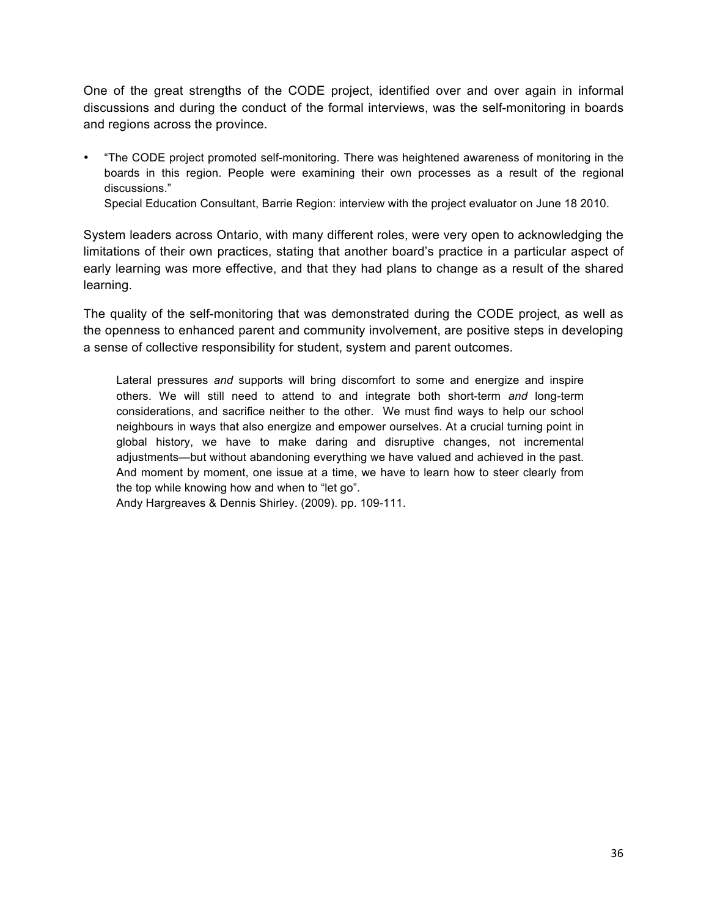One of the great strengths of the CODE project, identified over and over again in informal discussions and during the conduct of the formal interviews, was the self-monitoring in boards and regions across the province.

- "The CODE project promoted self-monitoring. There was heightened awareness of monitoring in the boards in this region. People were examining their own processes as a result of the regional discussions."
  Special Education Consultant, Barrie Region: interview with the project evaluator on June 18 2010.

System leaders across Ontario, with many different roles, were very open to acknowledging the limitations of their own practices, stating that another board's practice in a particular aspect of early learning was more effective, and that they had plans to change as a result of the shared learning.

The quality of the self-monitoring that was demonstrated during the CODE project, as well as the openness to enhanced parent and community involvement, are positive steps in developing a sense of collective responsibility for student, system and parent outcomes.

> Lateral pressures *and* supports will bring discomfort to some and energize and inspire others. We will still need to attend to and integrate both short-term *and* long-term considerations, and sacrifice neither to the other. We must find ways to help our school neighbours in ways that also energize and empower ourselves. At a crucial turning point in global history, we have to make daring and disruptive changes, not incremental adjustments—but without abandoning everything we have valued and achieved in the past. And moment by moment, one issue at a time, we have to learn how to steer clearly from the top while knowing how and when to "let go".
> Andy Hargreaves & Dennis Shirley. (2009). pp. 109-111.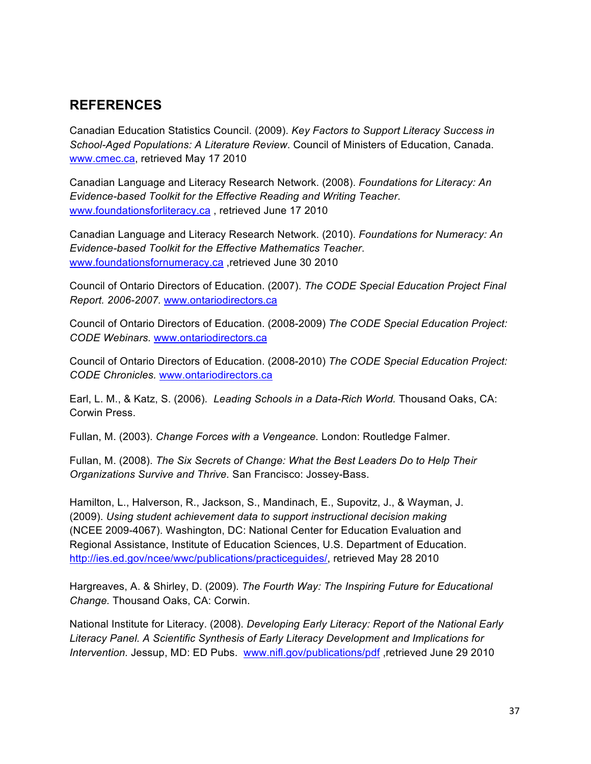## REFERENCES

Canadian Education Statistics Council. (2009). *Key Factors to Support Literacy Success in School-Aged Populations: A Literature Review*. Council of Ministers of Education, Canada. www.cmec.ca, retrieved May 17 2010

Canadian Language and Literacy Research Network. (2008). *Foundations for Literacy: An Evidence-based Toolkit for the Effective Reading and Writing Teacher*. www.foundationsforliteracy.ca , retrieved June 17 2010

Canadian Language and Literacy Research Network. (2010). *Foundations for Numeracy: An Evidence-based Toolkit for the Effective Mathematics Teacher*. www.foundationsfornumeracy.ca ,retrieved June 30 2010

Council of Ontario Directors of Education. (2007). *The CODE Special Education Project Final Report. 2006-2007.* www.ontariodirectors.ca

Council of Ontario Directors of Education. (2008-2009) *The CODE Special Education Project: CODE Webinars.* www.ontariodirectors.ca

Council of Ontario Directors of Education. (2008-2010) *The CODE Special Education Project: CODE Chronicles.* www.ontariodirectors.ca

Earl, L. M., & Katz, S. (2006). *Leading Schools in a Data-Rich World.* Thousand Oaks, CA: Corwin Press.

Fullan, M. (2003). *Change Forces with a Vengeance.* London: Routledge Falmer.

Fullan, M. (2008). *The Six Secrets of Change: What the Best Leaders Do to Help Their Organizations Survive and Thrive.* San Francisco: Jossey-Bass.

Hamilton, L., Halverson, R., Jackson, S., Mandinach, E., Supovitz, J., & Wayman, J. (2009). *Using student achievement data to support instructional decision making* (NCEE 2009-4067). Washington, DC: National Center for Education Evaluation and Regional Assistance, Institute of Education Sciences, U.S. Department of Education. http://ies.ed.gov/ncee/wwc/publications/practiceguides/, retrieved May 28 2010

Hargreaves, A. & Shirley, D. (2009). *The Fourth Way: The Inspiring Future for Educational Change.* Thousand Oaks, CA: Corwin.

National Institute for Literacy. (2008). *Developing Early Literacy: Report of the National Early Literacy Panel. A Scientific Synthesis of Early Literacy Development and Implications for Intervention.* Jessup, MD: ED Pubs. www.nifl.gov/publications/pdf ,retrieved June 29 2010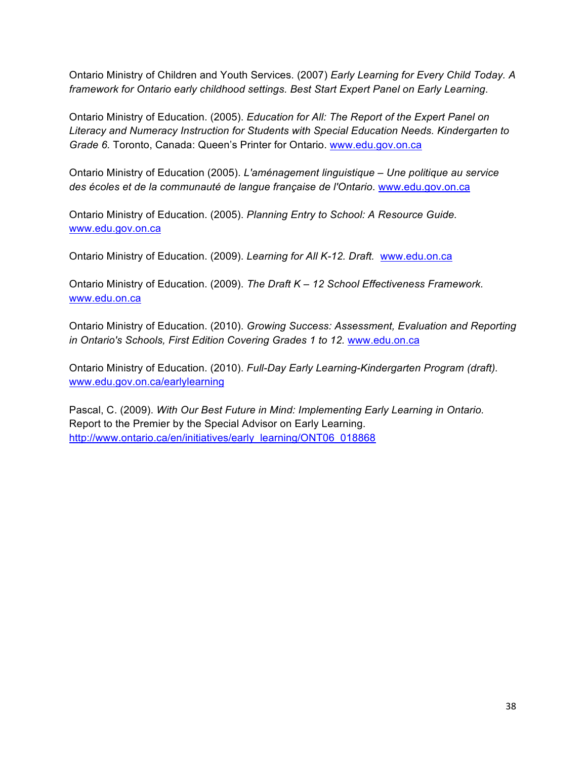Ontario Ministry of Children and Youth Services. (2007) *Early Learning for Every Child Today. A framework for Ontario early childhood settings. Best Start Expert Panel on Early Learning*.

Ontario Ministry of Education. (2005). *Education for All: The Report of the Expert Panel on Literacy and Numeracy Instruction for Students with Special Education Needs. Kindergarten to Grade 6.* Toronto, Canada: Queen's Printer for Ontario. www.edu.gov.on.ca

Ontario Ministry of Education (2005). *L'aménagement linguistique – Une politique au service des écoles et de la communauté de langue française de l'Ontario*. www.edu.gov.on.ca

Ontario Ministry of Education. (2005). *Planning Entry to School: A Resource Guide.* www.edu.gov.on.ca

Ontario Ministry of Education. (2009). *Learning for All K-12. Draft.* www.edu.on.ca

Ontario Ministry of Education. (2009). *The Draft K – 12 School Effectiveness Framework.* www.edu.on.ca

Ontario Ministry of Education. (2010). *Growing Success: Assessment, Evaluation and Reporting in Ontario's Schools, First Edition Covering Grades 1 to 12.* www.edu.on.ca

Ontario Ministry of Education. (2010). *Full-Day Early Learning-Kindergarten Program (draft).* www.edu.gov.on.ca/earlylearning

Pascal, C. (2009). *With Our Best Future in Mind: Implementing Early Learning in Ontario.* Report to the Premier by the Special Advisor on Early Learning. http://www.ontario.ca/en/initiatives/early_learning/ONT06_018868